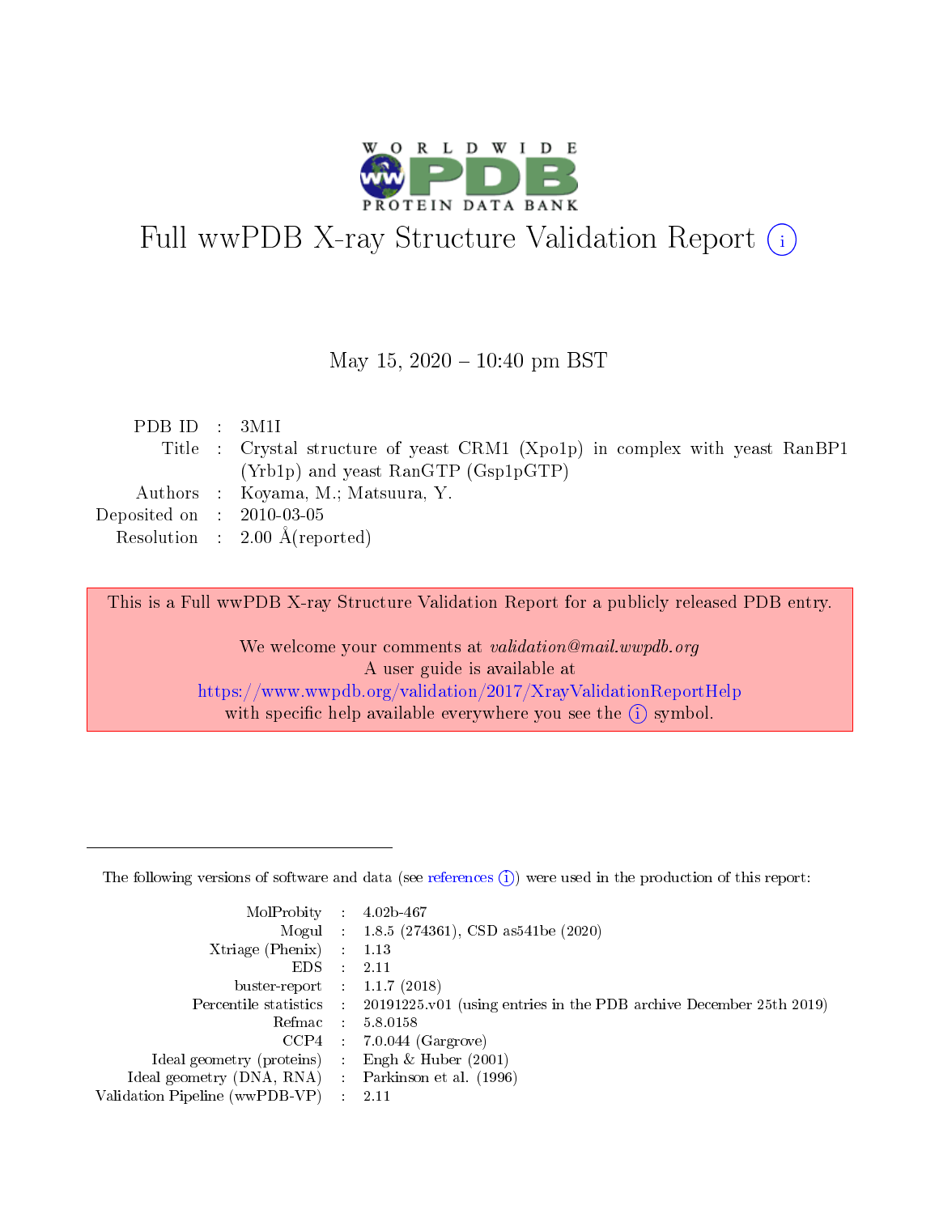# Full wwPDB X-ray Structure Validation Report ⓘ

May 15, 2020 – 10:40 pm BST

| | | |
|---|---|---|
| PDB ID | : | 3M1I |
| Title | : | Crystal structure of yeast CRM1 (Xpo1p) in complex with yeast RanBP1 (Yrb1p) and yeast RanGTP (Gsp1pGTP) |
| Authors | : | Koyama, M.; Matsuura, Y. |
| Deposited on | : | 2010-03-05 |
| Resolution | : | 2.00 Å(reported) |

This is a Full wwPDB X-ray Structure Validation Report for a publicly released PDB entry.

We welcome your comments at *validation@mail.wwpdb.org*
A user guide is available at
https://www.wwpdb.org/validation/2017/XrayValidationReportHelp
with specific help available everywhere you see the ⓘ symbol.

The following versions of software and data (see references ⓘ) were used in the production of this report:

| | | |
|---|---|---|
| MolProbity | : | 4.02b-467 |
| Mogul | : | 1.8.5 (274361), CSD as541be (2020) |
| Xtriage (Phenix) | : | 1.13 |
| EDS | : | 2.11 |
| buster-report | : | 1.1.7 (2018) |
| Percentile statistics | : | 20191225.v01 (using entries in the PDB archive December 25th 2019) |
| Refmac | : | 5.8.0158 |
| CCP4 | : | 7.0.044 (Gargrove) |
| Ideal geometry (proteins) | : | Engh & Huber (2001) |
| Ideal geometry (DNA, RNA) | : | Parkinson et al. (1996) |
| Validation Pipeline (wwPDB-VP) | : | 2.11 |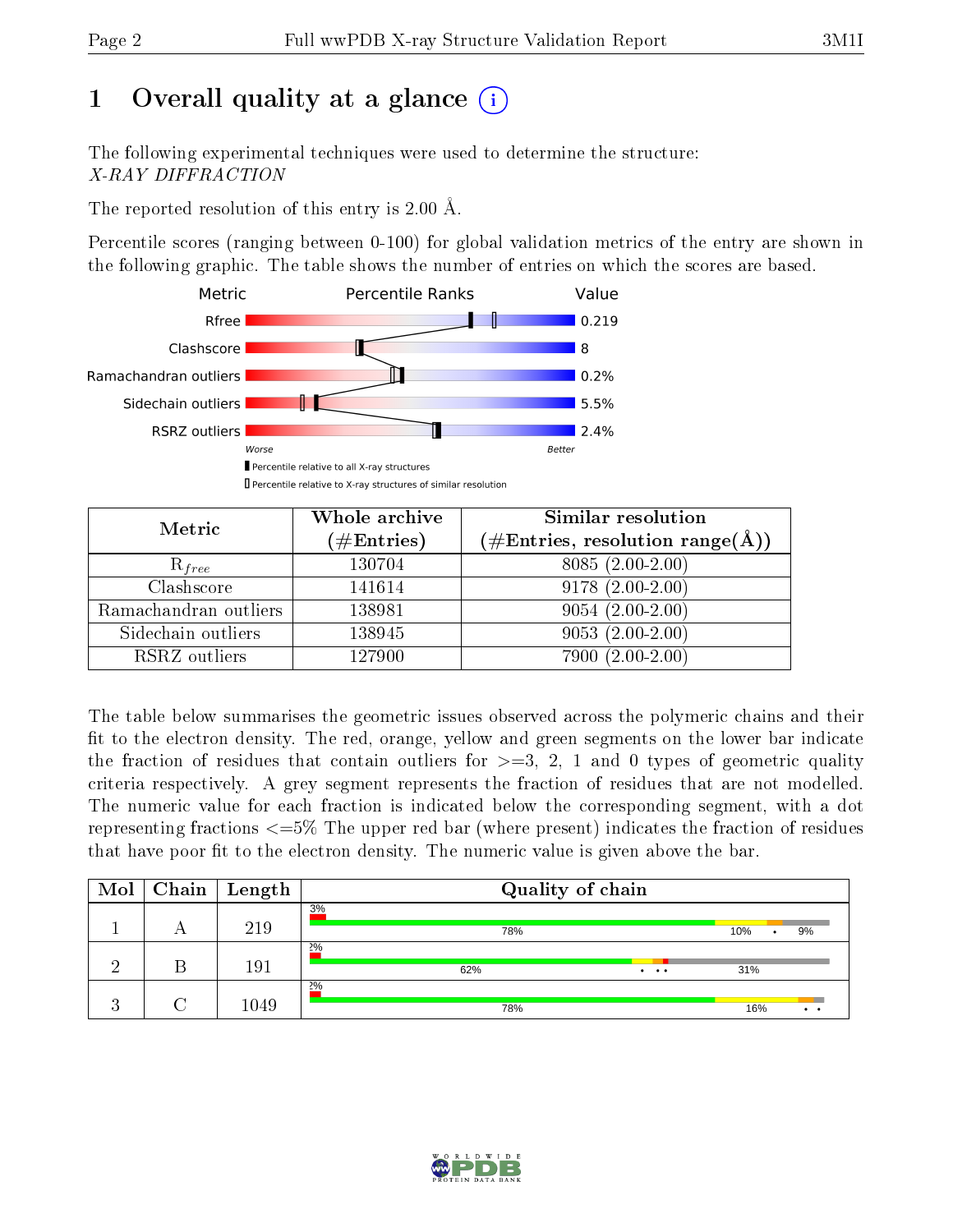# 1 Overall quality at a glance

The following experimental techniques were used to determine the structure:
*X-RAY DIFFRACTION*

The reported resolution of this entry is 2.00 Å.

Percentile scores (ranging between 0-100) for global validation metrics of the entry are shown in the following graphic. The table shows the number of entries on which the scores are based.

| Metric | Value |
|---|---|
| Rfree | 0.219 |
| Clashscore | 8 |
| Ramachandran outliers | 0.2% |
| Sidechain outliers | 5.5% |
| RSRZ outliers | 2.4% |

Worse — Better

▮ Percentile relative to all X-ray structures
▯ Percentile relative to X-ray structures of similar resolution

| Metric | Whole archive (#Entries) | Similar resolution (#Entries, resolution range(Å)) |
|---|---|---|
| $R_{free}$ | 130704 | 8085 (2.00-2.00) |
| Clashscore | 141614 | 9178 (2.00-2.00) |
| Ramachandran outliers | 138981 | 9054 (2.00-2.00) |
| Sidechain outliers | 138945 | 9053 (2.00-2.00) |
| RSRZ outliers | 127900 | 7900 (2.00-2.00) |

The table below summarises the geometric issues observed across the polymeric chains and their fit to the electron density. The red, orange, yellow and green segments on the lower bar indicate the fraction of residues that contain outliers for >=3, 2, 1 and 0 types of geometric quality criteria respectively. A grey segment represents the fraction of residues that are not modelled. The numeric value for each fraction is indicated below the corresponding segment, with a dot representing fractions <=5% The upper red bar (where present) indicates the fraction of residues that have poor fit to the electron density. The numeric value is given above the bar.

| Mol | Chain | Length | Quality of chain |
|---|---|---|---|
| 1 | A | 219 | 3%; 78%, 10%, •, 9% |
| 2 | B | 191 | 2%; 62%, •, ••, 31% |
| 3 | C | 1049 | 2%; 78%, 16%, ••  |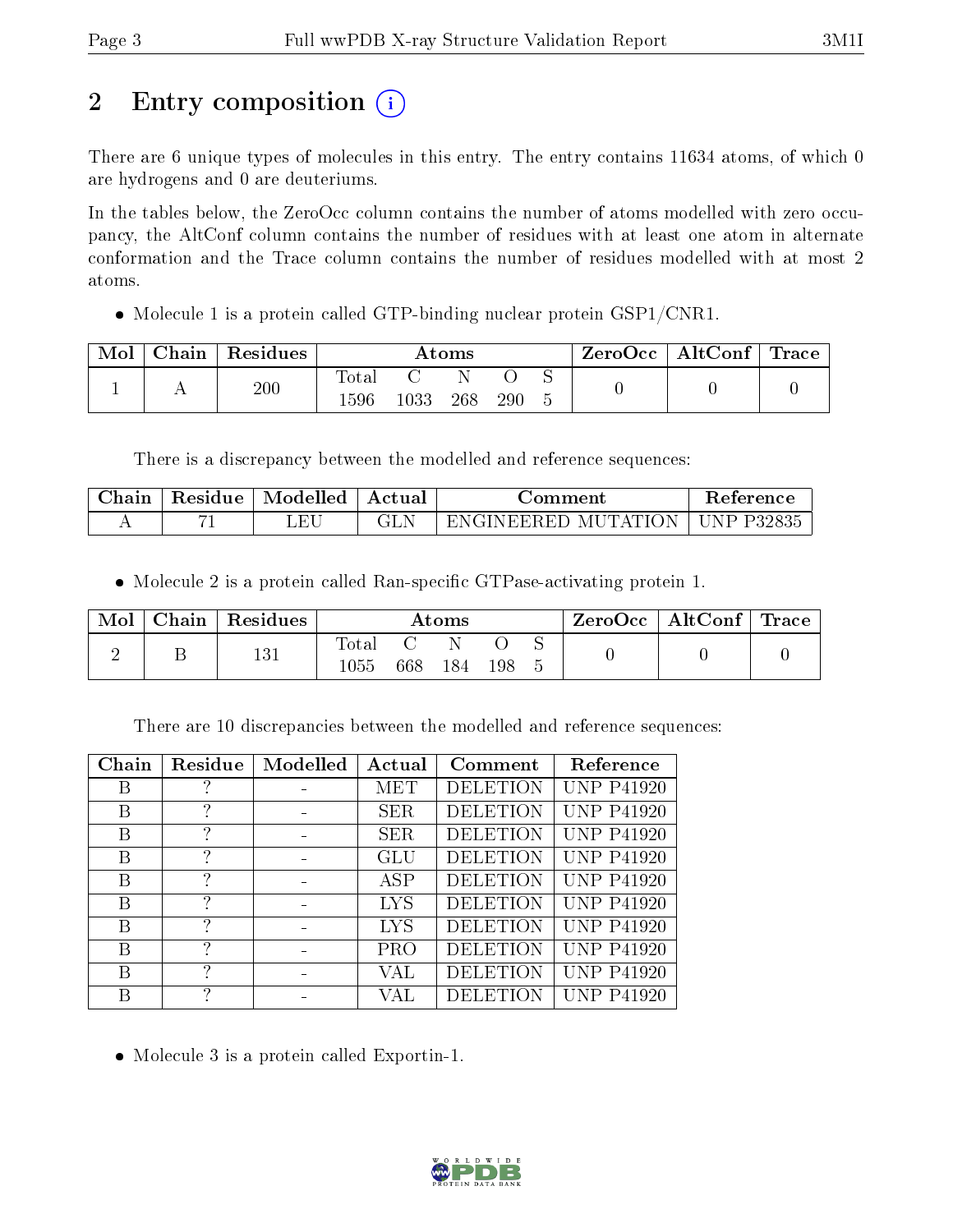# 2 Entry composition

There are 6 unique types of molecules in this entry. The entry contains 11634 atoms, of which 0 are hydrogens and 0 are deuteriums.

In the tables below, the ZeroOcc column contains the number of atoms modelled with zero occupancy, the AltConf column contains the number of residues with at least one atom in alternate conformation and the Trace column contains the number of residues modelled with at most 2 atoms.

- Molecule 1 is a protein called GTP-binding nuclear protein GSP1/CNR1.

| Mol | Chain | Residues | Atoms | | | | | ZeroOcc | AltConf | Trace |
|---|---|---|---|---|---|---|---|---|---|---|
| 1 | A | 200 | Total | C | N | O | S | 0 | 0 | 0 |
| | | | 1596 | 1033 | 268 | 290 | 5 | | | |

There is a discrepancy between the modelled and reference sequences:

| Chain | Residue | Modelled | Actual | Comment | Reference |
|---|---|---|---|---|---|
| A | 71 | LEU | GLN | ENGINEERED MUTATION | UNP P32835 |

- Molecule 2 is a protein called Ran-specific GTPase-activating protein 1.

| Mol | Chain | Residues | Atoms | | | | | ZeroOcc | AltConf | Trace |
|---|---|---|---|---|---|---|---|---|---|---|
| 2 | B | 131 | Total | C | N | O | S | 0 | 0 | 0 |
| | | | 1055 | 668 | 184 | 198 | 5 | | | |

There are 10 discrepancies between the modelled and reference sequences:

| Chain | Residue | Modelled | Actual | Comment | Reference |
|---|---|---|---|---|---|
| B | ? | - | MET | DELETION | UNP P41920 |
| B | ? | - | SER | DELETION | UNP P41920 |
| B | ? | - | SER | DELETION | UNP P41920 |
| B | ? | - | GLU | DELETION | UNP P41920 |
| B | ? | - | ASP | DELETION | UNP P41920 |
| B | ? | - | LYS | DELETION | UNP P41920 |
| B | ? | - | LYS | DELETION | UNP P41920 |
| B | ? | - | PRO | DELETION | UNP P41920 |
| B | ? | - | VAL | DELETION | UNP P41920 |
| B | ? | - | VAL | DELETION | UNP P41920 |

- Molecule 3 is a protein called Exportin-1.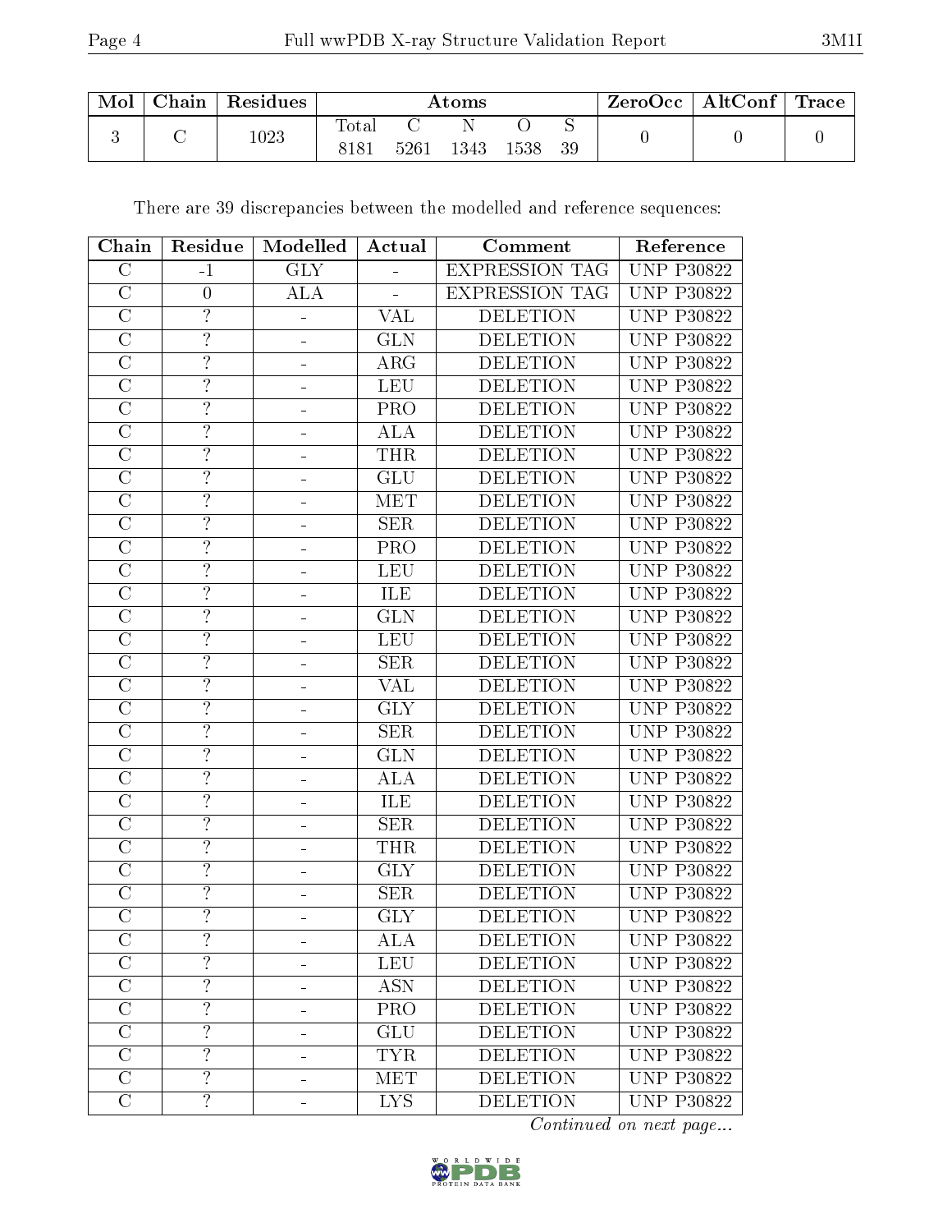| Mol | Chain | Residues | Atoms | | | | | ZeroOcc | AltConf | Trace |
|---|---|---|---|---|---|---|---|---|---|---|
| | | | Total | C | N | O | S | | | |
| 3 | C | 1023 | 8181 | 5261 | 1343 | 1538 | 39 | 0 | 0 | 0 |

There are 39 discrepancies between the modelled and reference sequences:

| Chain | Residue | Modelled | Actual | Comment | Reference |
|---|---|---|---|---|---|
| C | -1 | GLY | - | EXPRESSION TAG | UNP P30822 |
| C | 0 | ALA | - | EXPRESSION TAG | UNP P30822 |
| C | ? | - | VAL | DELETION | UNP P30822 |
| C | ? | - | GLN | DELETION | UNP P30822 |
| C | ? | - | ARG | DELETION | UNP P30822 |
| C | ? | - | LEU | DELETION | UNP P30822 |
| C | ? | - | PRO | DELETION | UNP P30822 |
| C | ? | - | ALA | DELETION | UNP P30822 |
| C | ? | - | THR | DELETION | UNP P30822 |
| C | ? | - | GLU | DELETION | UNP P30822 |
| C | ? | - | MET | DELETION | UNP P30822 |
| C | ? | - | SER | DELETION | UNP P30822 |
| C | ? | - | PRO | DELETION | UNP P30822 |
| C | ? | - | LEU | DELETION | UNP P30822 |
| C | ? | - | ILE | DELETION | UNP P30822 |
| C | ? | - | GLN | DELETION | UNP P30822 |
| C | ? | - | LEU | DELETION | UNP P30822 |
| C | ? | - | SER | DELETION | UNP P30822 |
| C | ? | - | VAL | DELETION | UNP P30822 |
| C | ? | - | GLY | DELETION | UNP P30822 |
| C | ? | - | SER | DELETION | UNP P30822 |
| C | ? | - | GLN | DELETION | UNP P30822 |
| C | ? | - | ALA | DELETION | UNP P30822 |
| C | ? | - | ILE | DELETION | UNP P30822 |
| C | ? | - | SER | DELETION | UNP P30822 |
| C | ? | - | THR | DELETION | UNP P30822 |
| C | ? | - | GLY | DELETION | UNP P30822 |
| C | ? | - | SER | DELETION | UNP P30822 |
| C | ? | - | GLY | DELETION | UNP P30822 |
| C | ? | - | ALA | DELETION | UNP P30822 |
| C | ? | - | LEU | DELETION | UNP P30822 |
| C | ? | - | ASN | DELETION | UNP P30822 |
| C | ? | - | PRO | DELETION | UNP P30822 |
| C | ? | - | GLU | DELETION | UNP P30822 |
| C | ? | - | TYR | DELETION | UNP P30822 |
| C | ? | - | MET | DELETION | UNP P30822 |
| C | ? | - | LYS | DELETION | UNP P30822 |

*Continued on next page...*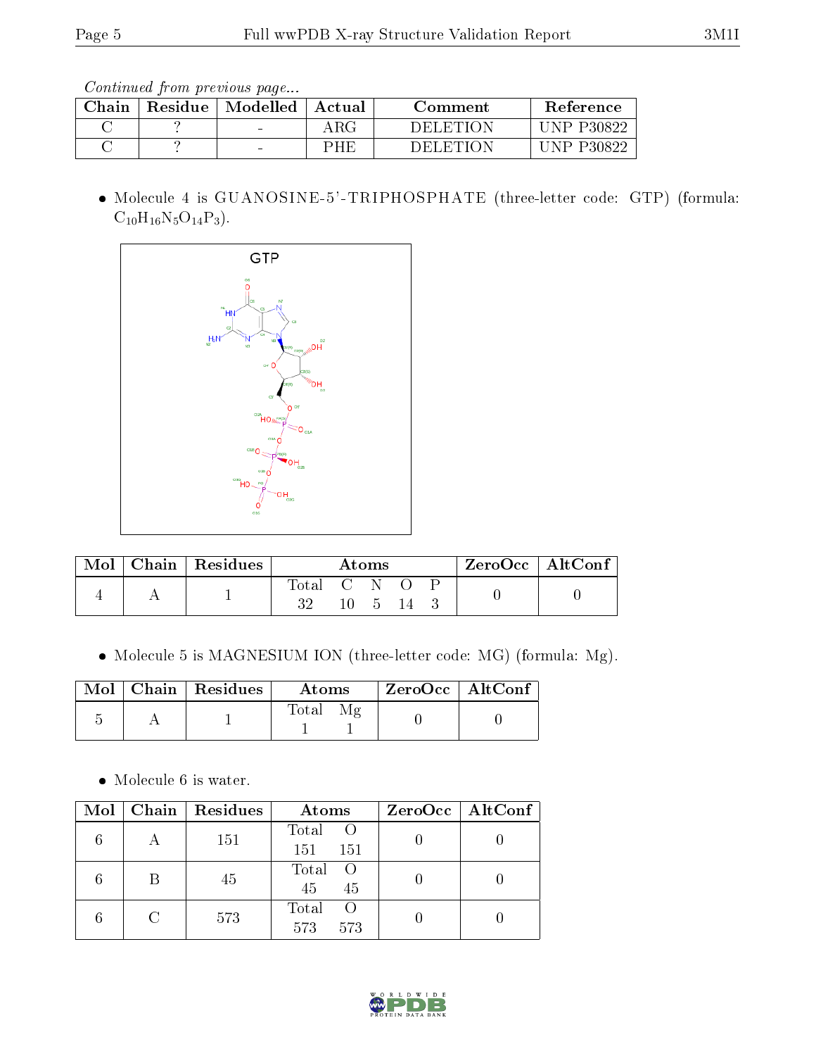*Continued from previous page...*

| Chain | Residue | Modelled | Actual | Comment | Reference |
|---|---|---|---|---|---|
| C | ? | - | ARG | DELETION | UNP P30822 |
| C | ? | - | PHE | DELETION | UNP P30822 |

- Molecule 4 is GUANOSINE-5'-TRIPHOSPHATE (three-letter code: GTP) (formula: $C_{10}H_{16}N_5O_{14}P_3$).

| Mol | Chain | Residues | Atoms | | | | | ZeroOcc | AltConf |
|---|---|---|---|---|---|---|---|---|---|
| | | | Total | C | N | O | P | | |
| 4 | A | 1 | 32 | 10 | 5 | 14 | 3 | 0 | 0 |

- Molecule 5 is MAGNESIUM ION (three-letter code: MG) (formula: Mg).

| Mol | Chain | Residues | Atoms | | ZeroOcc | AltConf |
|---|---|---|---|---|---|---|
| | | | Total | Mg | | |
| 5 | A | 1 | 1 | 1 | 0 | 0 |

- Molecule 6 is water.

| Mol | Chain | Residues | Atoms | | ZeroOcc | AltConf |
|---|---|---|---|---|---|---|
| | | | Total | O | | |
| 6 | A | 151 | 151 | 151 | 0 | 0 |
| 6 | B | 45 | 45 | 45 | 0 | 0 |
| 6 | C | 573 | 573 | 573 | 0 | 0 |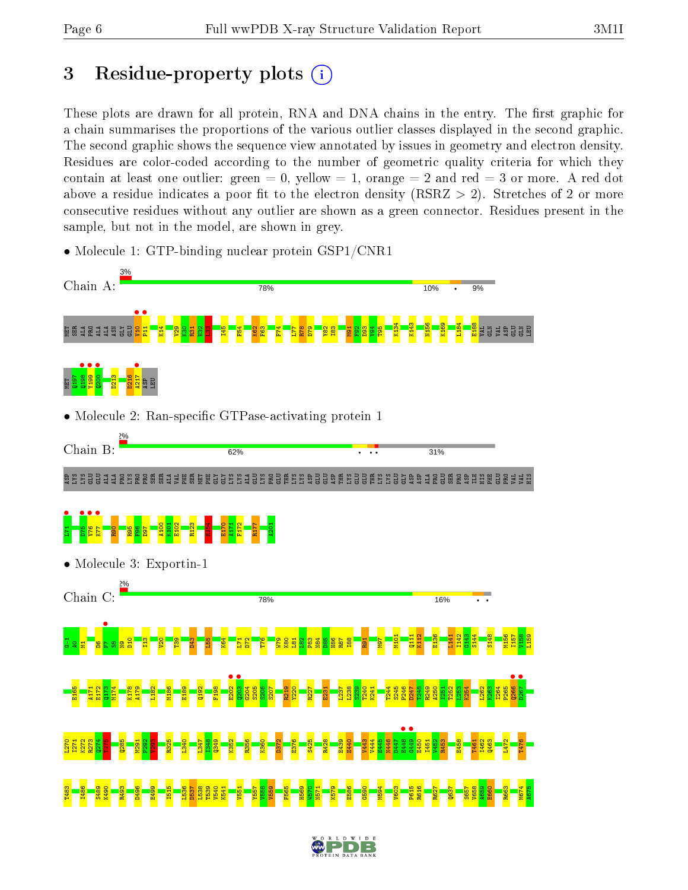# 3 Residue-property plots

These plots are drawn for all protein, RNA and DNA chains in the entry. The first graphic for a chain summarises the proportions of the various outlier classes displayed in the second graphic. The second graphic shows the sequence view annotated by issues in geometry and electron density. Residues are color-coded according to the number of geometric quality criteria for which they contain at least one outlier: green = 0, yellow = 1, orange = 2 and red = 3 or more. A red dot above a residue indicates a poor fit to the electron density (RSRZ > 2). Stretches of 2 or more consecutive residues without any outlier are shown as a green connector. Residues present in the sample, but not in the model, are shown in grey.

- Molecule 1: GTP-binding nuclear protein GSP1/CNR1

Chain A: 3% | 78% | 10% | • | 9%

MET SER ALA PRO ALA ALA ASN GLY GLU V10 P11 K14 V29 K30 R31 H32 L33 I45 F54 K62 F63 F74 L77 R78 D79 Y82 I83 M91 F92 D93 V94 T95 K134 K143 N156 K169 L184 E188 VAL GLN VAL ALA ASP GLU GLN LEU

MET Q197 Q198 Y199 Q200 D213 D216 A217 ASP LEU

- Molecule 2: Ran-specific GTPase-activating protein 1

Chain B: 2% | 62% | • •• | 31%

ASP LYS LYS GLU GLU ALA ALA PRO LYS PRO PRO SER ALA VAL PHE SER MET PHE GLY GLY LYS LYS ALA GLU LYS PRO GLU THR LYS LYS ASP GLU GLU ASP THR LYS GLU GLU THR LYS LYS GLU GLY ASP ASP ALA PRO GLU SER PRO ASP ILE HIS PHE GLU PRO VAL VAL HIS

L71 D75 V76 K77 R90 R95 F96 D97 A100 K101 E102 R123 K144 E170 A171 F172 R177 A201

- Molecule 3: Exportin-1

Chain C: 2% | 78% | 16% | • •

G-1 A0 M1 D6 F7 S8 N9 D10 I13 V20 T39 D43 L55 K64 L71 D72 T76 W79 K80 L81 L82 P83 N84 D85 H86 K87 I88 R91 M97 M101 Q111 K112 E136 L141 I142 G143 S144 S148 M156 I157 V158 L159

E165 A171 E172 Q173 M174 K178 A179 L182 M186 E189 Q192 E202 G203 G204 S205 S206 S207 R219 Y220 R227 E231 L237 L238 S239 T240 K241 T244 S245 P246 D247 T248 R249 A250 I251 T252 L253 K254 L262 K263 I264 P265 Q266 D267

L270 I271 K272 R273 Q274 T275 Q285 M291 P292 V293 R325 L340 L347 I348 Q349 K352 R356 K360 D372 E376 S425 R428 E439 E440 V443 V444 E445 N446 D447 E448 G449 E450 I451 V452 R453 E458 T461 I462 Q463 L472 T476

T483 I486 S489 K490 R493 D496 E499 I515 L536 D537 L538 T539 V540 K541 V551 Y557 V558 V559 F565 H569 W570 N571 K579 E586 G590 M594 V603 P615 R616 R627 Q637 S657 V658 A659 E660 R663 M674 A675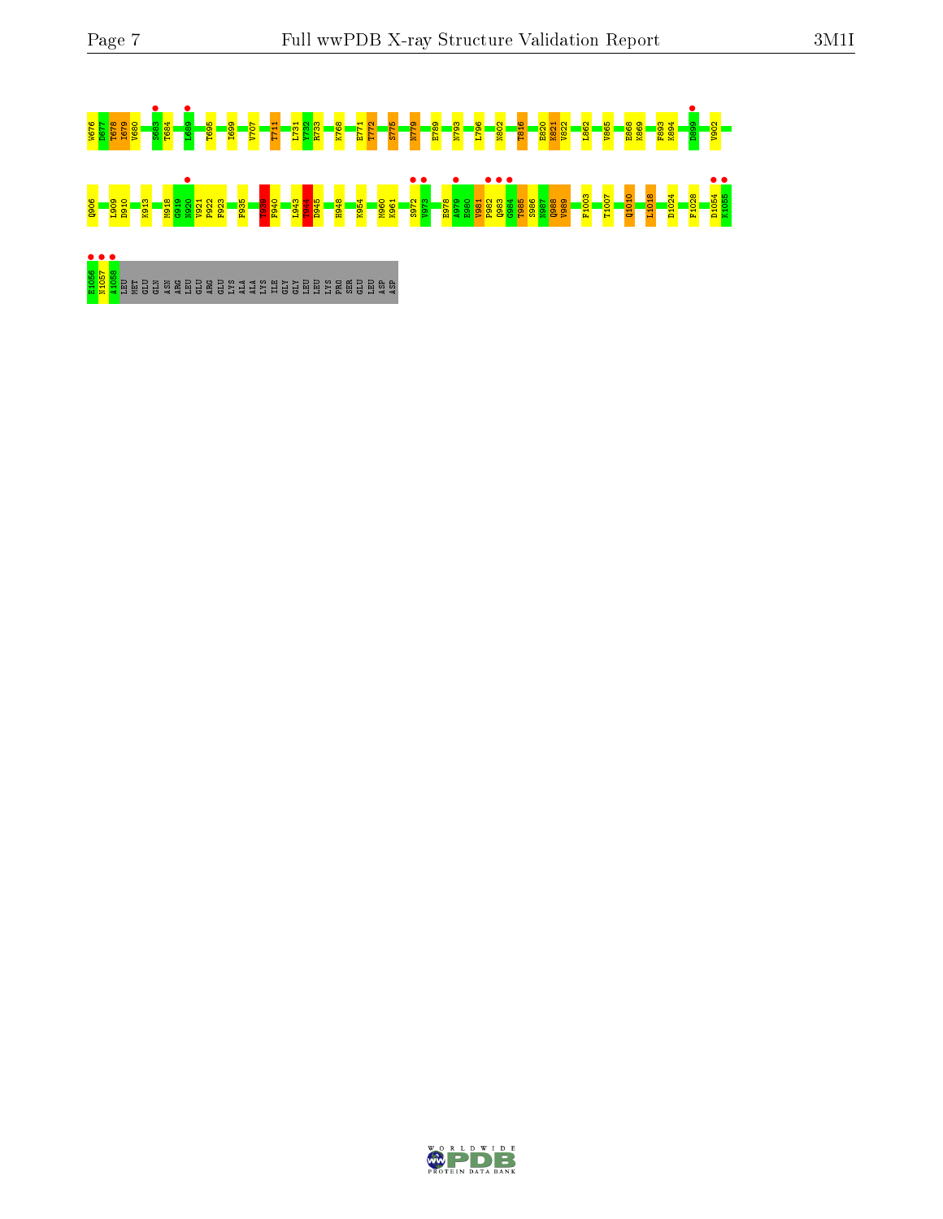W676 D677 T678 I679 V680 S683 T684 L689 T695 I699 V707 T711 L731 V732 R733 K768 E771 T772 S775 N779 E789 N793 L796 N802 T816 E820 K821 V822 L862 V865 E868 K869 F893 K894 D899 V902

Q906 L909 D910 K913 M918 G919 N920 V921 P922 F923 F935 F940 L943 D945 H948 K954 M960 K961 S972 V973 E978 A979 E980 V981 P982 Q983 G984 T985 S986 N987 Q988 V989 F1003 T1007 Q1010 L1018 D1024 F1028 D1054 K1055

K1056 N1057 A1058 LEU MET GLU GLN ASN ARG LEU GLU ARG GLU LYS ALA ALA LYS ILE GLY LEU LEU LYS PRO SER GLU LEU ASP ASP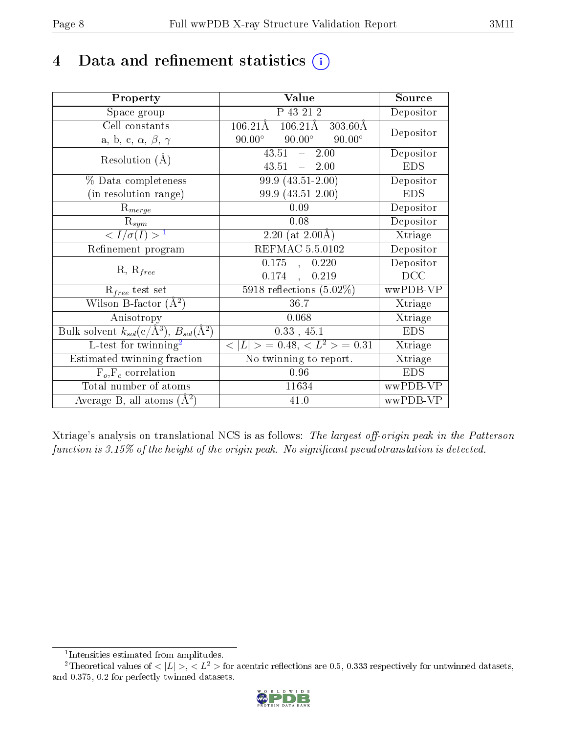# 4 Data and refinement statistics (i)

| Property | Value | Source |
|---|---|---|
| Space group | P 43 21 2 | Depositor |
| Cell constants<br>a, b, c, $\alpha$, $\beta$, $\gamma$ | 106.21Å 106.21Å 303.60Å<br>90.00° 90.00° 90.00° | Depositor |
| Resolution (Å) | 43.51 – 2.00<br>43.51 – 2.00 | Depositor<br>EDS |
| % Data completeness<br>(in resolution range) | 99.9 (43.51-2.00)<br>99.9 (43.51-2.00) | Depositor<br>EDS |
| $R_{merge}$ | 0.09 | Depositor |
| $R_{sym}$ | 0.08 | Depositor |
| $< I/\sigma(I) >$ [1] | 2.20 (at 2.00Å) | Xtriage |
| Refinement program | REFMAC 5.5.0102 | Depositor |
| R, $R_{free}$ | 0.175 , 0.220<br>0.174 , 0.219 | Depositor<br>DCC |
| $R_{free}$ test set | 5918 reflections (5.02%) | wwPDB-VP |
| Wilson B-factor (Å$^2$) | 36.7 | Xtriage |
| Anisotropy | 0.068 | Xtriage |
| Bulk solvent $k_{sol}$(e/Å$^3$), $B_{sol}$(Å$^2$) | 0.33 , 45.1 | EDS |
| L-test for twinning[2] | $< \|L\| >$ = 0.48, $< L^2 >$ = 0.31 | Xtriage |
| Estimated twinning fraction | No twinning to report. | Xtriage |
| $F_o$,$F_c$ correlation | 0.96 | EDS |
| Total number of atoms | 11634 | wwPDB-VP |
| Average B, all atoms (Å$^2$) | 41.0 | wwPDB-VP |

Xtriage's analysis on translational NCS is as follows: *The largest off-origin peak in the Patterson function is 3.15% of the height of the origin peak. No significant pseudotranslation is detected.*

[1] Intensities estimated from amplitudes.

[2] Theoretical values of $< |L| >$, $< L^2 >$ for acentric reflections are 0.5, 0.333 respectively for untwinned datasets, and 0.375, 0.2 for perfectly twinned datasets.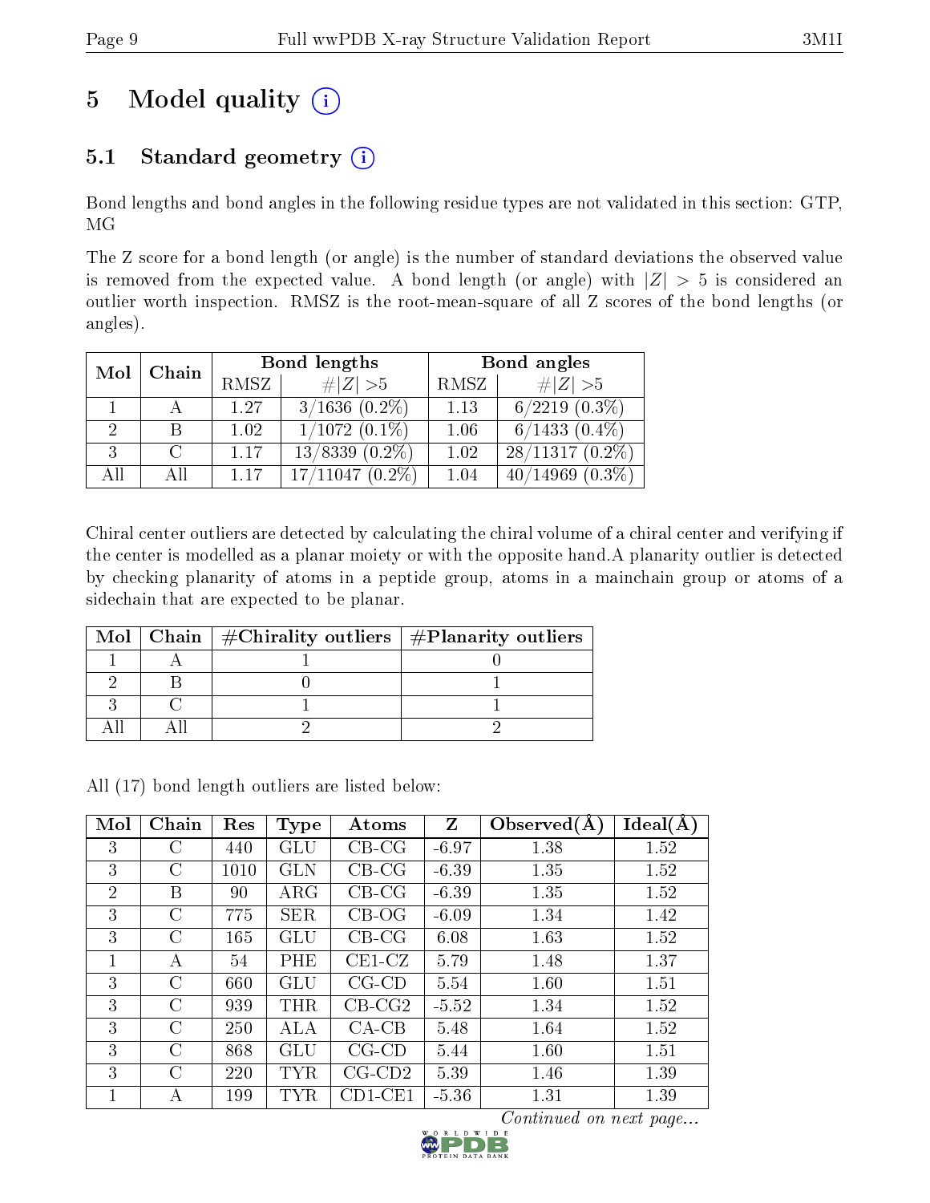# 5 Model quality (i)

## 5.1 Standard geometry (i)

Bond lengths and bond angles in the following residue types are not validated in this section: GTP, MG

The Z score for a bond length (or angle) is the number of standard deviations the observed value is removed from the expected value. A bond length (or angle) with $|Z| > 5$ is considered an outlier worth inspection. RMSZ is the root-mean-square of all Z scores of the bond lengths (or angles).

| Mol | Chain | Bond lengths | | Bond angles | |
|---|---|---|---|---|---|
| | | RMSZ | #\|Z\| >5 | RMSZ | #\|Z\| >5 |
| 1 | A | 1.27 | 3/1636 (0.2%) | 1.13 | 6/2219 (0.3%) |
| 2 | B | 1.02 | 1/1072 (0.1%) | 1.06 | 6/1433 (0.4%) |
| 3 | C | 1.17 | 13/8339 (0.2%) | 1.02 | 28/11317 (0.2%) |
| All | All | 1.17 | 17/11047 (0.2%) | 1.04 | 40/14969 (0.3%) |

Chiral center outliers are detected by calculating the chiral volume of a chiral center and verifying if the center is modelled as a planar moiety or with the opposite hand.A planarity outlier is detected by checking planarity of atoms in a peptide group, atoms in a mainchain group or atoms of a sidechain that are expected to be planar.

| Mol | Chain | #Chirality outliers | #Planarity outliers |
|---|---|---|---|
| 1 | A | 1 | 0 |
| 2 | B | 0 | 1 |
| 3 | C | 1 | 1 |
| All | All | 2 | 2 |

All (17) bond length outliers are listed below:

| Mol | Chain | Res | Type | Atoms | Z | Observed(Å) | Ideal(Å) |
|---|---|---|---|---|---|---|---|
| 3 | C | 440 | GLU | CB-CG | -6.97 | 1.38 | 1.52 |
| 3 | C | 1010 | GLN | CB-CG | -6.39 | 1.35 | 1.52 |
| 2 | B | 90 | ARG | CB-CG | -6.39 | 1.35 | 1.52 |
| 3 | C | 775 | SER | CB-OG | -6.09 | 1.34 | 1.42 |
| 3 | C | 165 | GLU | CB-CG | 6.08 | 1.63 | 1.52 |
| 1 | A | 54 | PHE | CE1-CZ | 5.79 | 1.48 | 1.37 |
| 3 | C | 660 | GLU | CG-CD | 5.54 | 1.60 | 1.51 |
| 3 | C | 939 | THR | CB-CG2 | -5.52 | 1.34 | 1.52 |
| 3 | C | 250 | ALA | CA-CB | 5.48 | 1.64 | 1.52 |
| 3 | C | 868 | GLU | CG-CD | 5.44 | 1.60 | 1.51 |
| 3 | C | 220 | TYR | CG-CD2 | 5.39 | 1.46 | 1.39 |
| 1 | A | 199 | TYR | CD1-CE1 | -5.36 | 1.31 | 1.39 |

Continued on next page...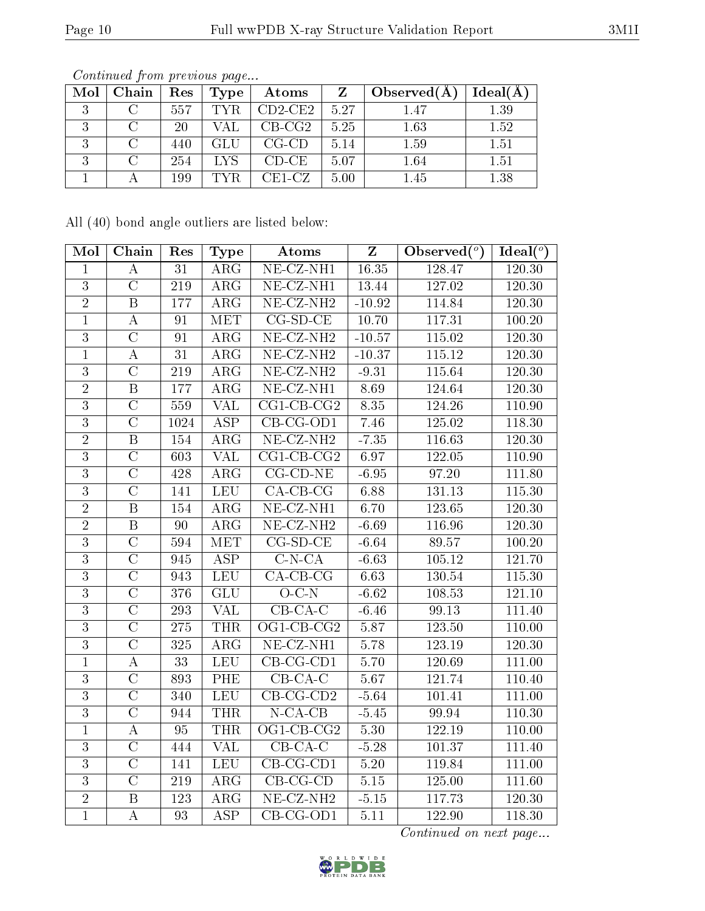*Continued from previous page...*

| Mol | Chain | Res | Type | Atoms | Z | Observed(Å) | Ideal(Å) |
|---|---|---|---|---|---|---|---|
| 3 | C | 557 | TYR | CD2-CE2 | 5.27 | 1.47 | 1.39 |
| 3 | C | 20 | VAL | CB-CG2 | 5.25 | 1.63 | 1.52 |
| 3 | C | 440 | GLU | CG-CD | 5.14 | 1.59 | 1.51 |
| 3 | C | 254 | LYS | CD-CE | 5.07 | 1.64 | 1.51 |
| 1 | A | 199 | TYR | CE1-CZ | 5.00 | 1.45 | 1.38 |

All (40) bond angle outliers are listed below:

| Mol | Chain | Res | Type | Atoms | Z | Observed(°) | Ideal(°) |
|---|---|---|---|---|---|---|---|
| 1 | A | 31 | ARG | NE-CZ-NH1 | 16.35 | 128.47 | 120.30 |
| 3 | C | 219 | ARG | NE-CZ-NH1 | 13.44 | 127.02 | 120.30 |
| 2 | B | 177 | ARG | NE-CZ-NH2 | -10.92 | 114.84 | 120.30 |
| 1 | A | 91 | MET | CG-SD-CE | 10.70 | 117.31 | 100.20 |
| 3 | C | 91 | ARG | NE-CZ-NH2 | -10.57 | 115.02 | 120.30 |
| 1 | A | 31 | ARG | NE-CZ-NH2 | -10.37 | 115.12 | 120.30 |
| 3 | C | 219 | ARG | NE-CZ-NH2 | -9.31 | 115.64 | 120.30 |
| 2 | B | 177 | ARG | NE-CZ-NH1 | 8.69 | 124.64 | 120.30 |
| 3 | C | 559 | VAL | CG1-CB-CG2 | 8.35 | 124.26 | 110.90 |
| 3 | C | 1024 | ASP | CB-CG-OD1 | 7.46 | 125.02 | 118.30 |
| 2 | B | 154 | ARG | NE-CZ-NH2 | -7.35 | 116.63 | 120.30 |
| 3 | C | 603 | VAL | CG1-CB-CG2 | 6.97 | 122.05 | 110.90 |
| 3 | C | 428 | ARG | CG-CD-NE | -6.95 | 97.20 | 111.80 |
| 3 | C | 141 | LEU | CA-CB-CG | 6.88 | 131.13 | 115.30 |
| 2 | B | 154 | ARG | NE-CZ-NH1 | 6.70 | 123.65 | 120.30 |
| 2 | B | 90 | ARG | NE-CZ-NH2 | -6.69 | 116.96 | 120.30 |
| 3 | C | 594 | MET | CG-SD-CE | -6.64 | 89.57 | 100.20 |
| 3 | C | 945 | ASP | C-N-CA | -6.63 | 105.12 | 121.70 |
| 3 | C | 943 | LEU | CA-CB-CG | 6.63 | 130.54 | 115.30 |
| 3 | C | 376 | GLU | O-C-N | -6.62 | 108.53 | 121.10 |
| 3 | C | 293 | VAL | CB-CA-C | -6.46 | 99.13 | 111.40 |
| 3 | C | 275 | THR | OG1-CB-CG2 | 5.87 | 123.50 | 110.00 |
| 3 | C | 325 | ARG | NE-CZ-NH1 | 5.78 | 123.19 | 120.30 |
| 1 | A | 33 | LEU | CB-CG-CD1 | 5.70 | 120.69 | 111.00 |
| 3 | C | 893 | PHE | CB-CA-C | 5.67 | 121.74 | 110.40 |
| 3 | C | 340 | LEU | CB-CG-CD2 | -5.64 | 101.41 | 111.00 |
| 3 | C | 944 | THR | N-CA-CB | -5.45 | 99.94 | 110.30 |
| 1 | A | 95 | THR | OG1-CB-CG2 | 5.30 | 122.19 | 110.00 |
| 3 | C | 444 | VAL | CB-CA-C | -5.28 | 101.37 | 111.40 |
| 3 | C | 141 | LEU | CB-CG-CD1 | 5.20 | 119.84 | 111.00 |
| 3 | C | 219 | ARG | CB-CG-CD | 5.15 | 125.00 | 111.60 |
| 2 | B | 123 | ARG | NE-CZ-NH2 | -5.15 | 117.73 | 120.30 |
| 1 | A | 93 | ASP | CB-CG-OD1 | 5.11 | 122.90 | 118.30 |

*Continued on next page...*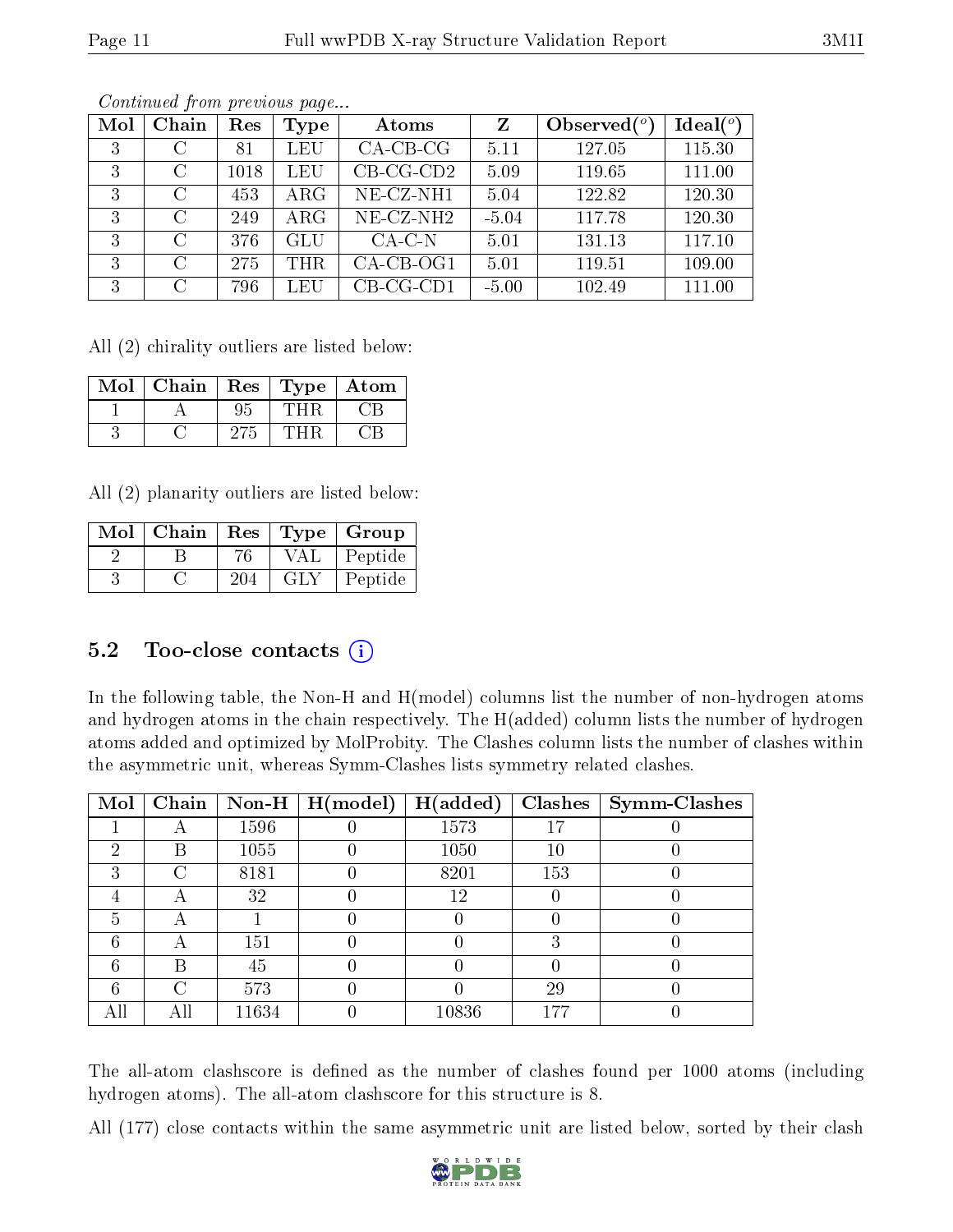*Continued from previous page...*

| Mol | Chain | Res | Type | Atoms | Z | Observed(°) | Ideal(°) |
|---|---|---|---|---|---|---|---|
| 3 | C | 81 | LEU | CA-CB-CG | 5.11 | 127.05 | 115.30 |
| 3 | C | 1018 | LEU | CB-CG-CD2 | 5.09 | 119.65 | 111.00 |
| 3 | C | 453 | ARG | NE-CZ-NH1 | 5.04 | 122.82 | 120.30 |
| 3 | C | 249 | ARG | NE-CZ-NH2 | -5.04 | 117.78 | 120.30 |
| 3 | C | 376 | GLU | CA-C-N | 5.01 | 131.13 | 117.10 |
| 3 | C | 275 | THR | CA-CB-OG1 | 5.01 | 119.51 | 109.00 |
| 3 | C | 796 | LEU | CB-CG-CD1 | -5.00 | 102.49 | 111.00 |

All (2) chirality outliers are listed below:

| Mol | Chain | Res | Type | Atom |
|---|---|---|---|---|
| 1 | A | 95 | THR | CB |
| 3 | C | 275 | THR | CB |

All (2) planarity outliers are listed below:

| Mol | Chain | Res | Type | Group |
|---|---|---|---|---|
| 2 | B | 76 | VAL | Peptide |
| 3 | C | 204 | GLY | Peptide |

### 5.2 Too-close contacts

In the following table, the Non-H and H(model) columns list the number of non-hydrogen atoms and hydrogen atoms in the chain respectively. The H(added) column lists the number of hydrogen atoms added and optimized by MolProbity. The Clashes column lists the number of clashes within the asymmetric unit, whereas Symm-Clashes lists symmetry related clashes.

| Mol | Chain | Non-H | H(model) | H(added) | Clashes | Symm-Clashes |
|---|---|---|---|---|---|---|
| 1 | A | 1596 | 0 | 1573 | 17 | 0 |
| 2 | B | 1055 | 0 | 1050 | 10 | 0 |
| 3 | C | 8181 | 0 | 8201 | 153 | 0 |
| 4 | A | 32 | 0 | 12 | 0 | 0 |
| 5 | A | 1 | 0 | 0 | 0 | 0 |
| 6 | A | 151 | 0 | 0 | 3 | 0 |
| 6 | B | 45 | 0 | 0 | 0 | 0 |
| 6 | C | 573 | 0 | 0 | 29 | 0 |
| All | All | 11634 | 0 | 10836 | 177 | 0 |

The all-atom clashscore is defined as the number of clashes found per 1000 atoms (including hydrogen atoms). The all-atom clashscore for this structure is 8.

All (177) close contacts within the same asymmetric unit are listed below, sorted by their clash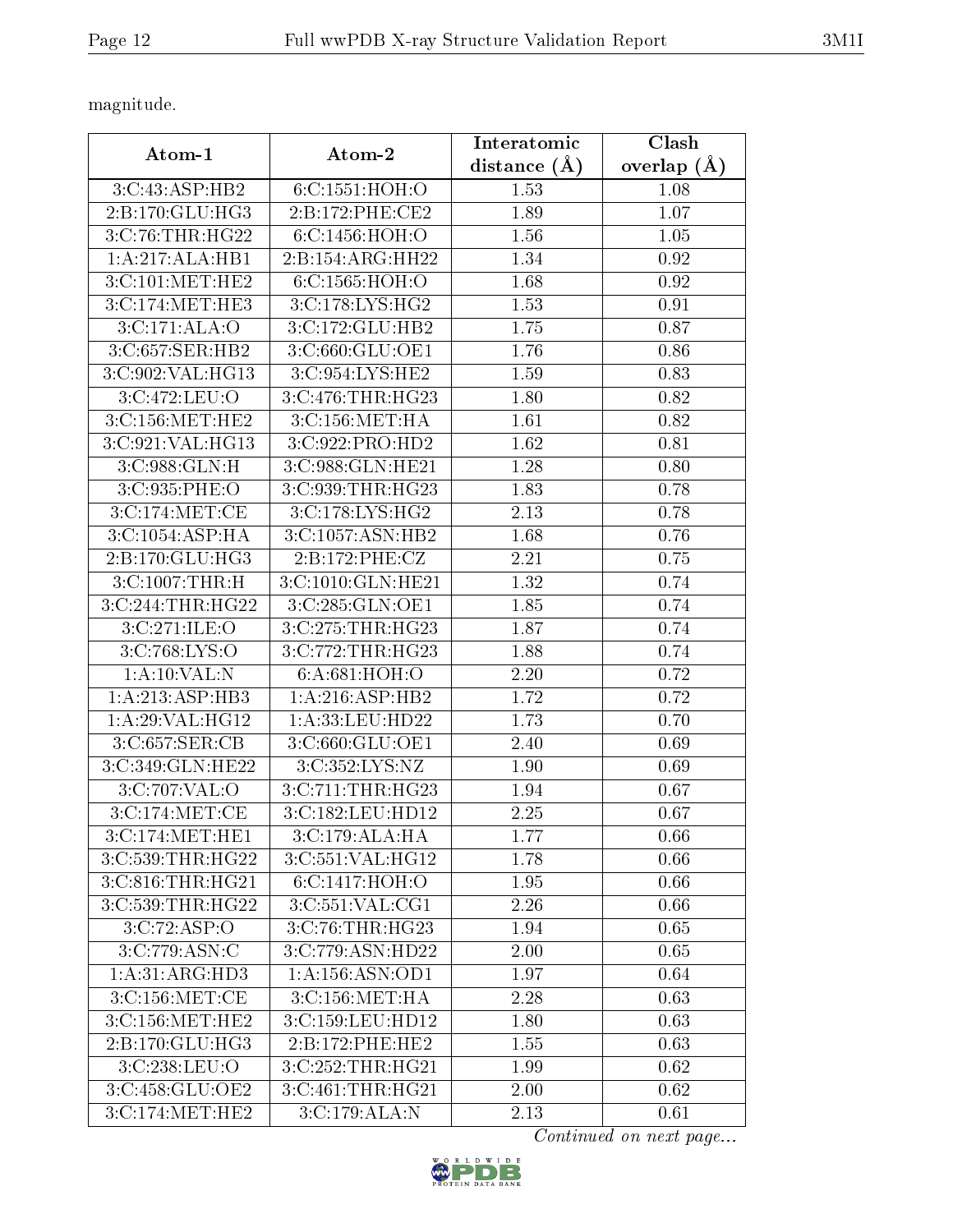magnitude.

| Atom-1 | Atom-2 | Interatomic distance (Å) | Clash overlap (Å) |
|---|---|---|---|
| 3:C:43:ASP:HB2 | 6:C:1551:HOH:O | 1.53 | 1.08 |
| 2:B:170:GLU:HG3 | 2:B:172:PHE:CE2 | 1.89 | 1.07 |
| 3:C:76:THR:HG22 | 6:C:1456:HOH:O | 1.56 | 1.05 |
| 1:A:217:ALA:HB1 | 2:B:154:ARG:HH22 | 1.34 | 0.92 |
| 3:C:101:MET:HE2 | 6:C:1565:HOH:O | 1.68 | 0.92 |
| 3:C:174:MET:HE3 | 3:C:178:LYS:HG2 | 1.53 | 0.91 |
| 3:C:171:ALA:O | 3:C:172:GLU:HB2 | 1.75 | 0.87 |
| 3:C:657:SER:HB2 | 3:C:660:GLU:OE1 | 1.76 | 0.86 |
| 3:C:902:VAL:HG13 | 3:C:954:LYS:HE2 | 1.59 | 0.83 |
| 3:C:472:LEU:O | 3:C:476:THR:HG23 | 1.80 | 0.82 |
| 3:C:156:MET:HE2 | 3:C:156:MET:HA | 1.61 | 0.82 |
| 3:C:921:VAL:HG13 | 3:C:922:PRO:HD2 | 1.62 | 0.81 |
| 3:C:988:GLN:H | 3:C:988:GLN:HE21 | 1.28 | 0.80 |
| 3:C:935:PHE:O | 3:C:939:THR:HG23 | 1.83 | 0.78 |
| 3:C:174:MET:CE | 3:C:178:LYS:HG2 | 2.13 | 0.78 |
| 3:C:1054:ASP:HA | 3:C:1057:ASN:HB2 | 1.68 | 0.76 |
| 2:B:170:GLU:HG3 | 2:B:172:PHE:CZ | 2.21 | 0.75 |
| 3:C:1007:THR:H | 3:C:1010:GLN:HE21 | 1.32 | 0.74 |
| 3:C:244:THR:HG22 | 3:C:285:GLN:OE1 | 1.85 | 0.74 |
| 3:C:271:ILE:O | 3:C:275:THR:HG23 | 1.87 | 0.74 |
| 3:C:768:LYS:O | 3:C:772:THR:HG23 | 1.88 | 0.74 |
| 1:A:10:VAL:N | 6:A:681:HOH:O | 2.20 | 0.72 |
| 1:A:213:ASP:HB3 | 1:A:216:ASP:HB2 | 1.72 | 0.72 |
| 1:A:29:VAL:HG12 | 1:A:33:LEU:HD22 | 1.73 | 0.70 |
| 3:C:657:SER:CB | 3:C:660:GLU:OE1 | 2.40 | 0.69 |
| 3:C:349:GLN:HE22 | 3:C:352:LYS:NZ | 1.90 | 0.69 |
| 3:C:707:VAL:O | 3:C:711:THR:HG23 | 1.94 | 0.67 |
| 3:C:174:MET:CE | 3:C:182:LEU:HD12 | 2.25 | 0.67 |
| 3:C:174:MET:HE1 | 3:C:179:ALA:HA | 1.77 | 0.66 |
| 3:C:539:THR:HG22 | 3:C:551:VAL:HG12 | 1.78 | 0.66 |
| 3:C:816:THR:HG21 | 6:C:1417:HOH:O | 1.95 | 0.66 |
| 3:C:539:THR:HG22 | 3:C:551:VAL:CG1 | 2.26 | 0.66 |
| 3:C:72:ASP:O | 3:C:76:THR:HG23 | 1.94 | 0.65 |
| 3:C:779:ASN:C | 3:C:779:ASN:HD22 | 2.00 | 0.65 |
| 1:A:31:ARG:HD3 | 1:A:156:ASN:OD1 | 1.97 | 0.64 |
| 3:C:156:MET:CE | 3:C:156:MET:HA | 2.28 | 0.63 |
| 3:C:156:MET:HE2 | 3:C:159:LEU:HD12 | 1.80 | 0.63 |
| 2:B:170:GLU:HG3 | 2:B:172:PHE:HE2 | 1.55 | 0.63 |
| 3:C:238:LEU:O | 3:C:252:THR:HG21 | 1.99 | 0.62 |
| 3:C:458:GLU:OE2 | 3:C:461:THR:HG21 | 2.00 | 0.62 |
| 3:C:174:MET:HE2 | 3:C:179:ALA:N | 2.13 | 0.61 |

*Continued on next page...*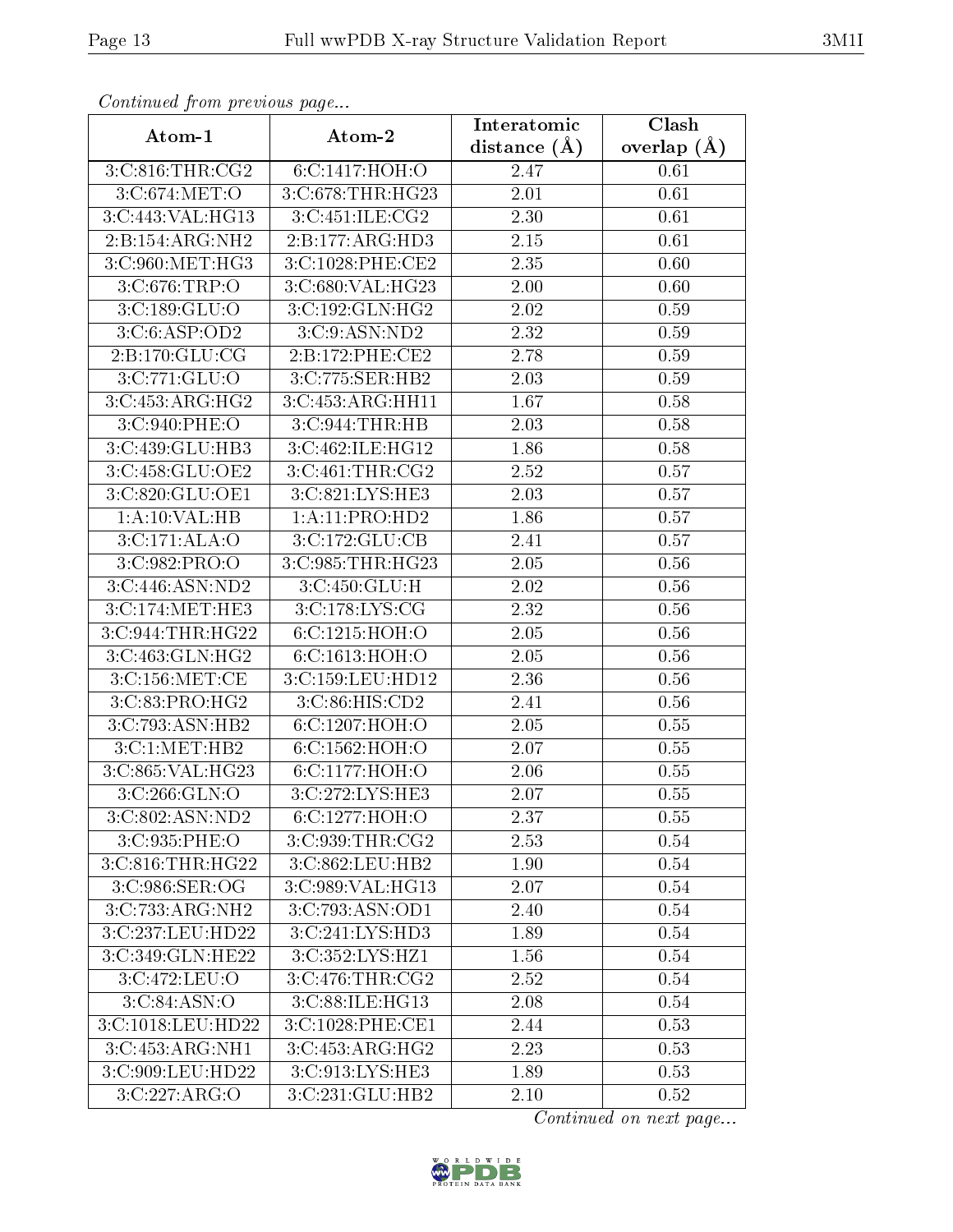*Continued from previous page...*

| Atom-1 | Atom-2 | Interatomic distance (Å) | Clash overlap (Å) |
|---|---|---|---|
| 3:C:816:THR:CG2 | 6:C:1417:HOH:O | 2.47 | 0.61 |
| 3:C:674:MET:O | 3:C:678:THR:HG23 | 2.01 | 0.61 |
| 3:C:443:VAL:HG13 | 3:C:451:ILE:CG2 | 2.30 | 0.61 |
| 2:B:154:ARG:NH2 | 2:B:177:ARG:HD3 | 2.15 | 0.61 |
| 3:C:960:MET:HG3 | 3:C:1028:PHE:CE2 | 2.35 | 0.60 |
| 3:C:676:TRP:O | 3:C:680:VAL:HG23 | 2.00 | 0.60 |
| 3:C:189:GLU:O | 3:C:192:GLN:HG2 | 2.02 | 0.59 |
| 3:C:6:ASP:OD2 | 3:C:9:ASN:ND2 | 2.32 | 0.59 |
| 2:B:170:GLU:CG | 2:B:172:PHE:CE2 | 2.78 | 0.59 |
| 3:C:771:GLU:O | 3:C:775:SER:HB2 | 2.03 | 0.59 |
| 3:C:453:ARG:HG2 | 3:C:453:ARG:HH11 | 1.67 | 0.58 |
| 3:C:940:PHE:O | 3:C:944:THR:HB | 2.03 | 0.58 |
| 3:C:439:GLU:HB3 | 3:C:462:ILE:HG12 | 1.86 | 0.58 |
| 3:C:458:GLU:OE2 | 3:C:461:THR:CG2 | 2.52 | 0.57 |
| 3:C:820:GLU:OE1 | 3:C:821:LYS:HE3 | 2.03 | 0.57 |
| 1:A:10:VAL:HB | 1:A:11:PRO:HD2 | 1.86 | 0.57 |
| 3:C:171:ALA:O | 3:C:172:GLU:CB | 2.41 | 0.57 |
| 3:C:982:PRO:O | 3:C:985:THR:HG23 | 2.05 | 0.56 |
| 3:C:446:ASN:ND2 | 3:C:450:GLU:H | 2.02 | 0.56 |
| 3:C:174:MET:HE3 | 3:C:178:LYS:CG | 2.32 | 0.56 |
| 3:C:944:THR:HG22 | 6:C:1215:HOH:O | 2.05 | 0.56 |
| 3:C:463:GLN:HG2 | 6:C:1613:HOH:O | 2.05 | 0.56 |
| 3:C:156:MET:CE | 3:C:159:LEU:HD12 | 2.36 | 0.56 |
| 3:C:83:PRO:HG2 | 3:C:86:HIS:CD2 | 2.41 | 0.56 |
| 3:C:793:ASN:HB2 | 6:C:1207:HOH:O | 2.05 | 0.55 |
| 3:C:1:MET:HB2 | 6:C:1562:HOH:O | 2.07 | 0.55 |
| 3:C:865:VAL:HG23 | 6:C:1177:HOH:O | 2.06 | 0.55 |
| 3:C:266:GLN:O | 3:C:272:LYS:HE3 | 2.07 | 0.55 |
| 3:C:802:ASN:ND2 | 6:C:1277:HOH:O | 2.37 | 0.55 |
| 3:C:935:PHE:O | 3:C:939:THR:CG2 | 2.53 | 0.54 |
| 3:C:816:THR:HG22 | 3:C:862:LEU:HB2 | 1.90 | 0.54 |
| 3:C:986:SER:OG | 3:C:989:VAL:HG13 | 2.07 | 0.54 |
| 3:C:733:ARG:NH2 | 3:C:793:ASN:OD1 | 2.40 | 0.54 |
| 3:C:237:LEU:HD22 | 3:C:241:LYS:HD3 | 1.89 | 0.54 |
| 3:C:349:GLN:HE22 | 3:C:352:LYS:HZ1 | 1.56 | 0.54 |
| 3:C:472:LEU:O | 3:C:476:THR:CG2 | 2.52 | 0.54 |
| 3:C:84:ASN:O | 3:C:88:ILE:HG13 | 2.08 | 0.54 |
| 3:C:1018:LEU:HD22 | 3:C:1028:PHE:CE1 | 2.44 | 0.53 |
| 3:C:453:ARG:NH1 | 3:C:453:ARG:HG2 | 2.23 | 0.53 |
| 3:C:909:LEU:HD22 | 3:C:913:LYS:HE3 | 1.89 | 0.53 |
| 3:C:227:ARG:O | 3:C:231:GLU:HB2 | 2.10 | 0.52 |

*Continued on next page...*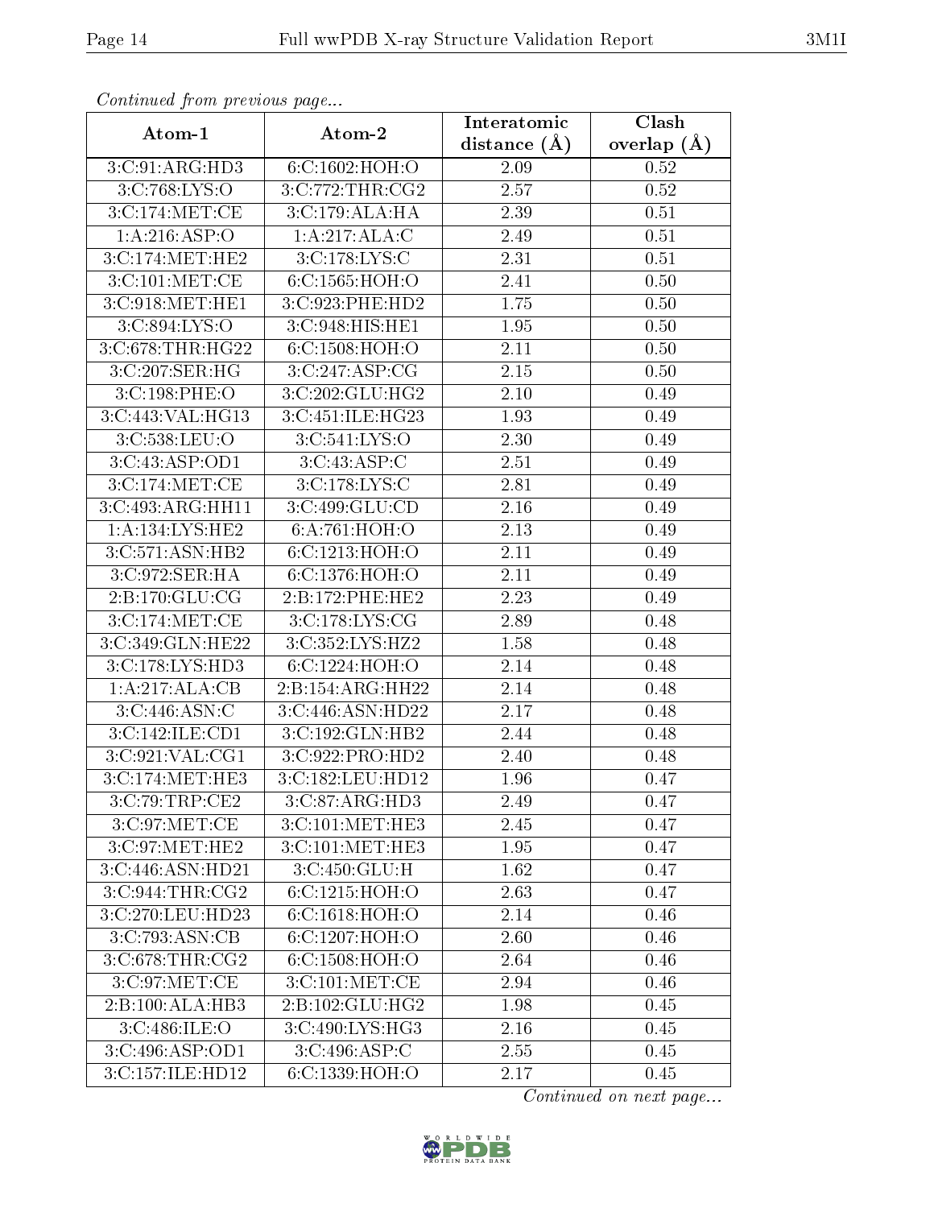*Continued from previous page...*

| Atom-1 | Atom-2 | Interatomic distance (Å) | Clash overlap (Å) |
|---|---|---|---|
| 3:C:91:ARG:HD3 | 6:C:1602:HOH:O | 2.09 | 0.52 |
| 3:C:768:LYS:O | 3:C:772:THR:CG2 | 2.57 | 0.52 |
| 3:C:174:MET:CE | 3:C:179:ALA:HA | 2.39 | 0.51 |
| 1:A:216:ASP:O | 1:A:217:ALA:C | 2.49 | 0.51 |
| 3:C:174:MET:HE2 | 3:C:178:LYS:C | 2.31 | 0.51 |
| 3:C:101:MET:CE | 6:C:1565:HOH:O | 2.41 | 0.50 |
| 3:C:918:MET:HE1 | 3:C:923:PHE:HD2 | 1.75 | 0.50 |
| 3:C:894:LYS:O | 3:C:948:HIS:HE1 | 1.95 | 0.50 |
| 3:C:678:THR:HG22 | 6:C:1508:HOH:O | 2.11 | 0.50 |
| 3:C:207:SER:HG | 3:C:247:ASP:CG | 2.15 | 0.50 |
| 3:C:198:PHE:O | 3:C:202:GLU:HG2 | 2.10 | 0.49 |
| 3:C:443:VAL:HG13 | 3:C:451:ILE:HG23 | 1.93 | 0.49 |
| 3:C:538:LEU:O | 3:C:541:LYS:O | 2.30 | 0.49 |
| 3:C:43:ASP:OD1 | 3:C:43:ASP:C | 2.51 | 0.49 |
| 3:C:174:MET:CE | 3:C:178:LYS:C | 2.81 | 0.49 |
| 3:C:493:ARG:HH11 | 3:C:499:GLU:CD | 2.16 | 0.49 |
| 1:A:134:LYS:HE2 | 6:A:761:HOH:O | 2.13 | 0.49 |
| 3:C:571:ASN:HB2 | 6:C:1213:HOH:O | 2.11 | 0.49 |
| 3:C:972:SER:HA | 6:C:1376:HOH:O | 2.11 | 0.49 |
| 2:B:170:GLU:CG | 2:B:172:PHE:HE2 | 2.23 | 0.49 |
| 3:C:174:MET:CE | 3:C:178:LYS:CG | 2.89 | 0.48 |
| 3:C:349:GLN:HE22 | 3:C:352:LYS:HZ2 | 1.58 | 0.48 |
| 3:C:178:LYS:HD3 | 6:C:1224:HOH:O | 2.14 | 0.48 |
| 1:A:217:ALA:CB | 2:B:154:ARG:HH22 | 2.14 | 0.48 |
| 3:C:446:ASN:C | 3:C:446:ASN:HD22 | 2.17 | 0.48 |
| 3:C:142:ILE:CD1 | 3:C:192:GLN:HB2 | 2.44 | 0.48 |
| 3:C:921:VAL:CG1 | 3:C:922:PRO:HD2 | 2.40 | 0.48 |
| 3:C:174:MET:HE3 | 3:C:182:LEU:HD12 | 1.96 | 0.47 |
| 3:C:79:TRP:CE2 | 3:C:87:ARG:HD3 | 2.49 | 0.47 |
| 3:C:97:MET:CE | 3:C:101:MET:HE3 | 2.45 | 0.47 |
| 3:C:97:MET:HE2 | 3:C:101:MET:HE3 | 1.95 | 0.47 |
| 3:C:446:ASN:HD21 | 3:C:450:GLU:H | 1.62 | 0.47 |
| 3:C:944:THR:CG2 | 6:C:1215:HOH:O | 2.63 | 0.47 |
| 3:C:270:LEU:HD23 | 6:C:1618:HOH:O | 2.14 | 0.46 |
| 3:C:793:ASN:CB | 6:C:1207:HOH:O | 2.60 | 0.46 |
| 3:C:678:THR:CG2 | 6:C:1508:HOH:O | 2.64 | 0.46 |
| 3:C:97:MET:CE | 3:C:101:MET:CE | 2.94 | 0.46 |
| 2:B:100:ALA:HB3 | 2:B:102:GLU:HG2 | 1.98 | 0.45 |
| 3:C:486:ILE:O | 3:C:490:LYS:HG3 | 2.16 | 0.45 |
| 3:C:496:ASP:OD1 | 3:C:496:ASP:C | 2.55 | 0.45 |
| 3:C:157:ILE:HD12 | 6:C:1339:HOH:O | 2.17 | 0.45 |

*Continued on next page...*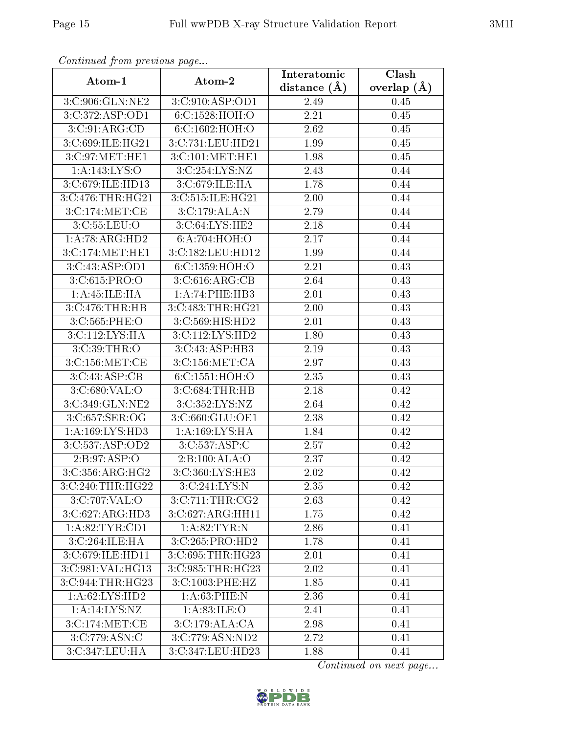*Continued from previous page...*

| Atom-1 | Atom-2 | Interatomic distance (Å) | Clash overlap (Å) |
|---|---|---|---|
| 3:C:906:GLN:NE2 | 3:C:910:ASP:OD1 | 2.49 | 0.45 |
| 3:C:372:ASP:OD1 | 6:C:1528:HOH:O | 2.21 | 0.45 |
| 3:C:91:ARG:CD | 6:C:1602:HOH:O | 2.62 | 0.45 |
| 3:C:699:ILE:HG21 | 3:C:731:LEU:HD21 | 1.99 | 0.45 |
| 3:C:97:MET:HE1 | 3:C:101:MET:HE1 | 1.98 | 0.45 |
| 1:A:143:LYS:O | 3:C:254:LYS:NZ | 2.43 | 0.44 |
| 3:C:679:ILE:HD13 | 3:C:679:ILE:HA | 1.78 | 0.44 |
| 3:C:476:THR:HG21 | 3:C:515:ILE:HG21 | 2.00 | 0.44 |
| 3:C:174:MET:CE | 3:C:179:ALA:N | 2.79 | 0.44 |
| 3:C:55:LEU:O | 3:C:64:LYS:HE2 | 2.18 | 0.44 |
| 1:A:78:ARG:HD2 | 6:A:704:HOH:O | 2.17 | 0.44 |
| 3:C:174:MET:HE1 | 3:C:182:LEU:HD12 | 1.99 | 0.44 |
| 3:C:43:ASP:OD1 | 6:C:1359:HOH:O | 2.21 | 0.43 |
| 3:C:615:PRO:O | 3:C:616:ARG:CB | 2.64 | 0.43 |
| 1:A:45:ILE:HA | 1:A:74:PHE:HB3 | 2.01 | 0.43 |
| 3:C:476:THR:HB | 3:C:483:THR:HG21 | 2.00 | 0.43 |
| 3:C:565:PHE:O | 3:C:569:HIS:HD2 | 2.01 | 0.43 |
| 3:C:112:LYS:HA | 3:C:112:LYS:HD2 | 1.80 | 0.43 |
| 3:C:39:THR:O | 3:C:43:ASP:HB3 | 2.19 | 0.43 |
| 3:C:156:MET:CE | 3:C:156:MET:CA | 2.97 | 0.43 |
| 3:C:43:ASP:CB | 6:C:1551:HOH:O | 2.35 | 0.43 |
| 3:C:680:VAL:O | 3:C:684:THR:HB | 2.18 | 0.42 |
| 3:C:349:GLN:NE2 | 3:C:352:LYS:NZ | 2.64 | 0.42 |
| 3:C:657:SER:OG | 3:C:660:GLU:OE1 | 2.38 | 0.42 |
| 1:A:169:LYS:HD3 | 1:A:169:LYS:HA | 1.84 | 0.42 |
| 3:C:537:ASP:OD2 | 3:C:537:ASP:C | 2.57 | 0.42 |
| 2:B:97:ASP:O | 2:B:100:ALA:O | 2.37 | 0.42 |
| 3:C:356:ARG:HG2 | 3:C:360:LYS:HE3 | 2.02 | 0.42 |
| 3:C:240:THR:HG22 | 3:C:241:LYS:N | 2.35 | 0.42 |
| 3:C:707:VAL:O | 3:C:711:THR:CG2 | 2.63 | 0.42 |
| 3:C:627:ARG:HD3 | 3:C:627:ARG:HH11 | 1.75 | 0.42 |
| 1:A:82:TYR:CD1 | 1:A:82:TYR:N | 2.86 | 0.41 |
| 3:C:264:ILE:HA | 3:C:265:PRO:HD2 | 1.78 | 0.41 |
| 3:C:679:ILE:HD11 | 3:C:695:THR:HG23 | 2.01 | 0.41 |
| 3:C:981:VAL:HG13 | 3:C:985:THR:HG23 | 2.02 | 0.41 |
| 3:C:944:THR:HG23 | 3:C:1003:PHE:HZ | 1.85 | 0.41 |
| 1:A:62:LYS:HD2 | 1:A:63:PHE:N | 2.36 | 0.41 |
| 1:A:14:LYS:NZ | 1:A:83:ILE:O | 2.41 | 0.41 |
| 3:C:174:MET:CE | 3:C:179:ALA:CA | 2.98 | 0.41 |
| 3:C:779:ASN:C | 3:C:779:ASN:ND2 | 2.72 | 0.41 |
| 3:C:347:LEU:HA | 3:C:347:LEU:HD23 | 1.88 | 0.41 |

*Continued on next page...*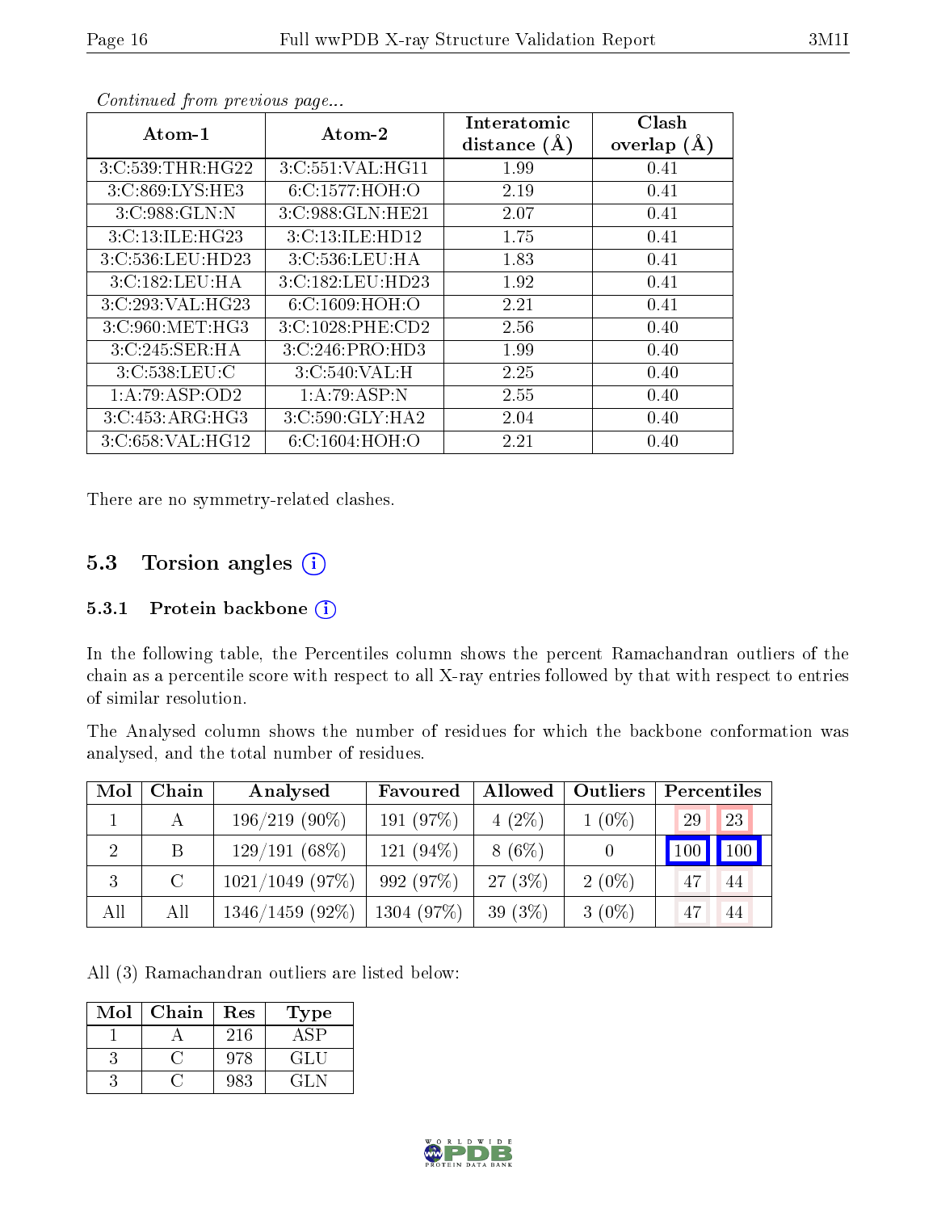*Continued from previous page...*

| Atom-1 | Atom-2 | Interatomic distance (Å) | Clash overlap (Å) |
|---|---|---|---|
| 3:C:539:THR:HG22 | 3:C:551:VAL:HG11 | 1.99 | 0.41 |
| 3:C:869:LYS:HE3 | 6:C:1577:HOH:O | 2.19 | 0.41 |
| 3:C:988:GLN:N | 3:C:988:GLN:HE21 | 2.07 | 0.41 |
| 3:C:13:ILE:HG23 | 3:C:13:ILE:HD12 | 1.75 | 0.41 |
| 3:C:536:LEU:HD23 | 3:C:536:LEU:HA | 1.83 | 0.41 |
| 3:C:182:LEU:HA | 3:C:182:LEU:HD23 | 1.92 | 0.41 |
| 3:C:293:VAL:HG23 | 6:C:1609:HOH:O | 2.21 | 0.41 |
| 3:C:960:MET:HG3 | 3:C:1028:PHE:CD2 | 2.56 | 0.40 |
| 3:C:245:SER:HA | 3:C:246:PRO:HD3 | 1.99 | 0.40 |
| 3:C:538:LEU:C | 3:C:540:VAL:H | 2.25 | 0.40 |
| 1:A:79:ASP:OD2 | 1:A:79:ASP:N | 2.55 | 0.40 |
| 3:C:453:ARG:HG3 | 3:C:590:GLY:HA2 | 2.04 | 0.40 |
| 3:C:658:VAL:HG12 | 6:C:1604:HOH:O | 2.21 | 0.40 |

There are no symmetry-related clashes.

## 5.3 Torsion angles

### 5.3.1 Protein backbone

In the following table, the Percentiles column shows the percent Ramachandran outliers of the chain as a percentile score with respect to all X-ray entries followed by that with respect to entries of similar resolution.

The Analysed column shows the number of residues for which the backbone conformation was analysed, and the total number of residues.

| Mol | Chain | Analysed | Favoured | Allowed | Outliers | Percentiles | |
|---|---|---|---|---|---|---|---|
| 1 | A | 196/219 (90%) | 191 (97%) | 4 (2%) | 1 (0%) | 29 | 23 |
| 2 | B | 129/191 (68%) | 121 (94%) | 8 (6%) | 0 | 100 | 100 |
| 3 | C | 1021/1049 (97%) | 992 (97%) | 27 (3%) | 2 (0%) | 47 | 44 |
| All | All | 1346/1459 (92%) | 1304 (97%) | 39 (3%) | 3 (0%) | 47 | 44 |

All (3) Ramachandran outliers are listed below:

| Mol | Chain | Res | Type |
|---|---|---|---|
| 1 | A | 216 | ASP |
| 3 | C | 978 | GLU |
| 3 | C | 983 | GLN |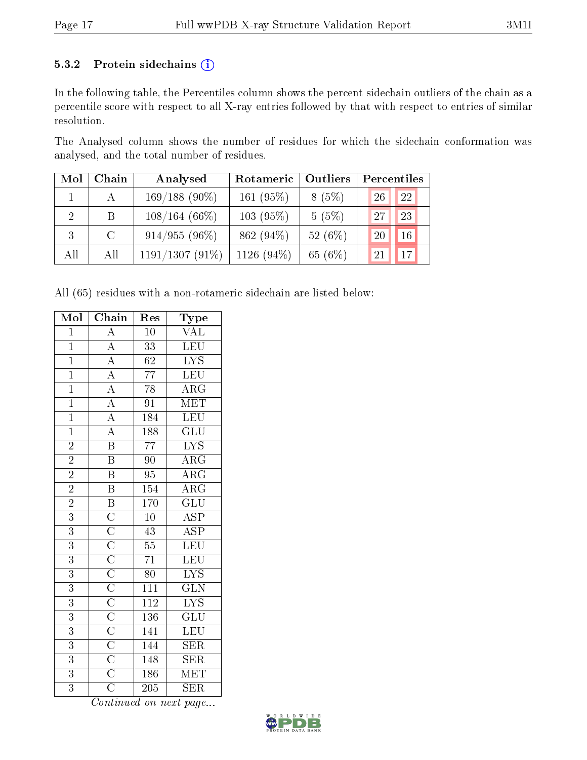### 5.3.2 Protein sidechains (i)

In the following table, the Percentiles column shows the percent sidechain outliers of the chain as a percentile score with respect to all X-ray entries followed by that with respect to entries of similar resolution.

The Analysed column shows the number of residues for which the sidechain conformation was analysed, and the total number of residues.

| Mol | Chain | Analysed | Rotameric | Outliers | Percentiles | |
|---|---|---|---|---|---|---|
| 1 | A | 169/188 (90%) | 161 (95%) | 8 (5%) | 26 | 22 |
| 2 | B | 108/164 (66%) | 103 (95%) | 5 (5%) | 27 | 23 |
| 3 | C | 914/955 (96%) | 862 (94%) | 52 (6%) | 20 | 16 |
| All | All | 1191/1307 (91%) | 1126 (94%) | 65 (6%) | 21 | 17 |

All (65) residues with a non-rotameric sidechain are listed below:

| Mol | Chain | Res | Type |
|---|---|---|---|
| 1 | A | 10 | VAL |
| 1 | A | 33 | LEU |
| 1 | A | 62 | LYS |
| 1 | A | 77 | LEU |
| 1 | A | 78 | ARG |
| 1 | A | 91 | MET |
| 1 | A | 184 | LEU |
| 1 | A | 188 | GLU |
| 2 | B | 77 | LYS |
| 2 | B | 90 | ARG |
| 2 | B | 95 | ARG |
| 2 | B | 154 | ARG |
| 2 | B | 170 | GLU |
| 3 | C | 10 | ASP |
| 3 | C | 43 | ASP |
| 3 | C | 55 | LEU |
| 3 | C | 71 | LEU |
| 3 | C | 80 | LYS |
| 3 | C | 111 | GLN |
| 3 | C | 112 | LYS |
| 3 | C | 136 | GLU |
| 3 | C | 141 | LEU |
| 3 | C | 144 | SER |
| 3 | C | 148 | SER |
| 3 | C | 186 | MET |
| 3 | C | 205 | SER |

*Continued on next page...*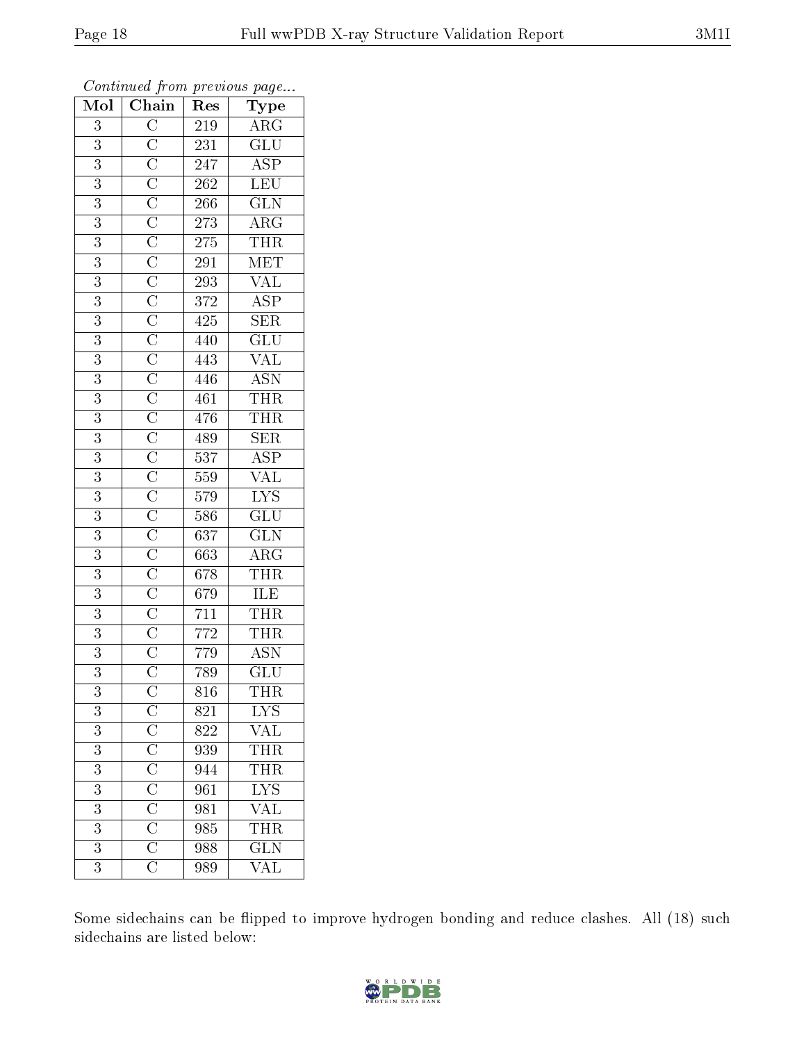*Continued from previous page...*

| Mol | Chain | Res | Type |
|---|---|---|---|
| 3 | C | 219 | ARG |
| 3 | C | 231 | GLU |
| 3 | C | 247 | ASP |
| 3 | C | 262 | LEU |
| 3 | C | 266 | GLN |
| 3 | C | 273 | ARG |
| 3 | C | 275 | THR |
| 3 | C | 291 | MET |
| 3 | C | 293 | VAL |
| 3 | C | 372 | ASP |
| 3 | C | 425 | SER |
| 3 | C | 440 | GLU |
| 3 | C | 443 | VAL |
| 3 | C | 446 | ASN |
| 3 | C | 461 | THR |
| 3 | C | 476 | THR |
| 3 | C | 489 | SER |
| 3 | C | 537 | ASP |
| 3 | C | 559 | VAL |
| 3 | C | 579 | LYS |
| 3 | C | 586 | GLU |
| 3 | C | 637 | GLN |
| 3 | C | 663 | ARG |
| 3 | C | 678 | THR |
| 3 | C | 679 | ILE |
| 3 | C | 711 | THR |
| 3 | C | 772 | THR |
| 3 | C | 779 | ASN |
| 3 | C | 789 | GLU |
| 3 | C | 816 | THR |
| 3 | C | 821 | LYS |
| 3 | C | 822 | VAL |
| 3 | C | 939 | THR |
| 3 | C | 944 | THR |
| 3 | C | 961 | LYS |
| 3 | C | 981 | VAL |
| 3 | C | 985 | THR |
| 3 | C | 988 | GLN |
| 3 | C | 989 | VAL |

Some sidechains can be flipped to improve hydrogen bonding and reduce clashes. All (18) such sidechains are listed below: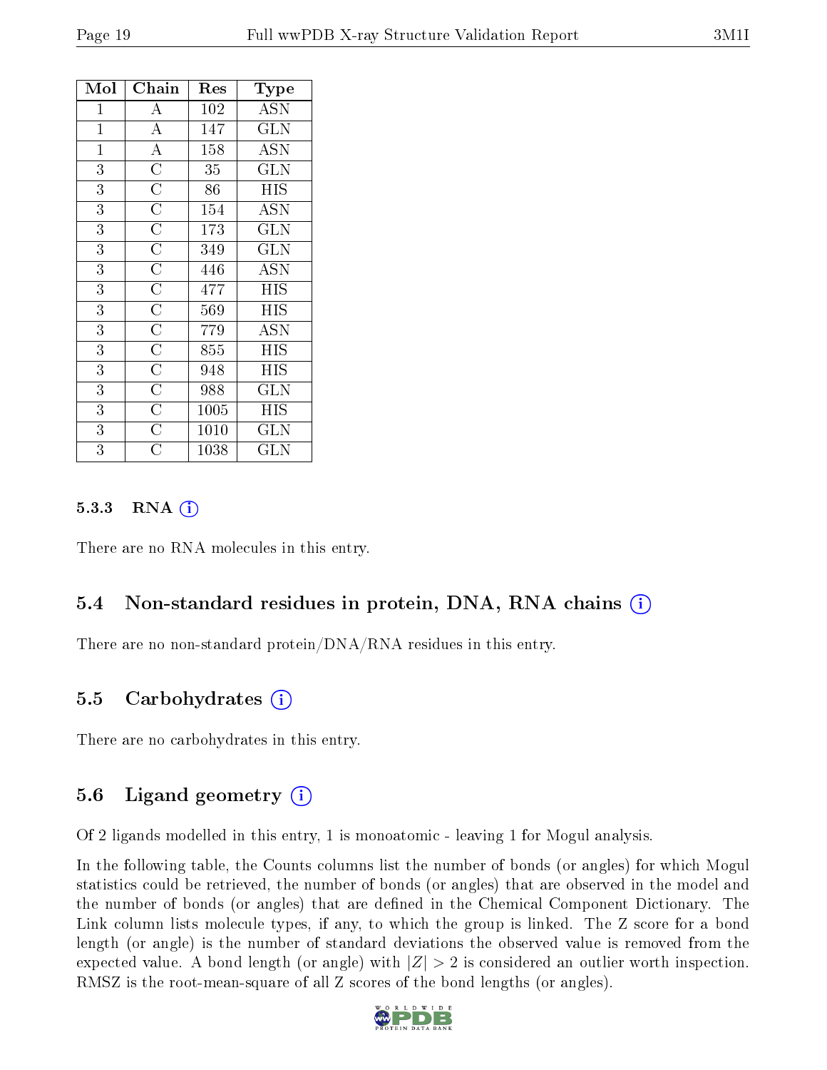| Mol | Chain | Res | Type |
|---|---|---|---|
| 1 | A | 102 | ASN |
| 1 | A | 147 | GLN |
| 1 | A | 158 | ASN |
| 3 | C | 35 | GLN |
| 3 | C | 86 | HIS |
| 3 | C | 154 | ASN |
| 3 | C | 173 | GLN |
| 3 | C | 349 | GLN |
| 3 | C | 446 | ASN |
| 3 | C | 477 | HIS |
| 3 | C | 569 | HIS |
| 3 | C | 779 | ASN |
| 3 | C | 855 | HIS |
| 3 | C | 948 | HIS |
| 3 | C | 988 | GLN |
| 3 | C | 1005 | HIS |
| 3 | C | 1010 | GLN |
| 3 | C | 1038 | GLN |

#### 5.3.3 RNA

There are no RNA molecules in this entry.

### 5.4 Non-standard residues in protein, DNA, RNA chains

There are no non-standard protein/DNA/RNA residues in this entry.

### 5.5 Carbohydrates

There are no carbohydrates in this entry.

### 5.6 Ligand geometry

Of 2 ligands modelled in this entry, 1 is monoatomic - leaving 1 for Mogul analysis.

In the following table, the Counts columns list the number of bonds (or angles) for which Mogul statistics could be retrieved, the number of bonds (or angles) that are observed in the model and the number of bonds (or angles) that are defined in the Chemical Component Dictionary. The Link column lists molecule types, if any, to which the group is linked. The Z score for a bond length (or angle) is the number of standard deviations the observed value is removed from the expected value. A bond length (or angle) with $|Z| > 2$ is considered an outlier worth inspection. RMSZ is the root-mean-square of all Z scores of the bond lengths (or angles).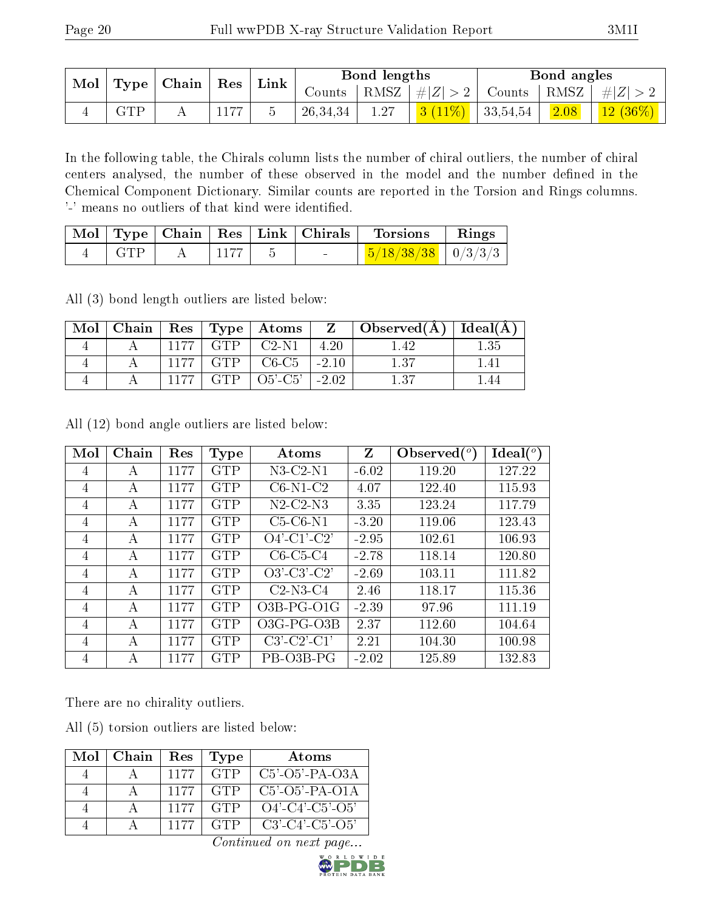| Mol | Type | Chain | Res | Link | Bond lengths | | | Bond angles | | |
|---|---|---|---|---|---|---|---|---|---|---|
| | | | | | Counts | RMSZ | #\|Z\| > 2 | Counts | RMSZ | #\|Z\| > 2 |
| 4 | GTP | A | 1177 | 5 | 26,34,34 | 1.27 | 3 (11%) | 33,54,54 | 2.08 | 12 (36%) |

In the following table, the Chirals column lists the number of chiral outliers, the number of chiral centers analysed, the number of these observed in the model and the number defined in the Chemical Component Dictionary. Similar counts are reported in the Torsion and Rings columns. '-' means no outliers of that kind were identified.

| Mol | Type | Chain | Res | Link | Chirals | Torsions | Rings |
|---|---|---|---|---|---|---|---|
| 4 | GTP | A | 1177 | 5 | - | 5/18/38/38 | 0/3/3/3 |

All (3) bond length outliers are listed below:

| Mol | Chain | Res | Type | Atoms | Z | Observed(Å) | Ideal(Å) |
|---|---|---|---|---|---|---|---|
| 4 | A | 1177 | GTP | C2-N1 | 4.20 | 1.42 | 1.35 |
| 4 | A | 1177 | GTP | C6-C5 | -2.10 | 1.37 | 1.41 |
| 4 | A | 1177 | GTP | O5'-C5' | -2.02 | 1.37 | 1.44 |

All (12) bond angle outliers are listed below:

| Mol | Chain | Res | Type | Atoms | Z | Observed(°) | Ideal(°) |
|---|---|---|---|---|---|---|---|
| 4 | A | 1177 | GTP | N3-C2-N1 | -6.02 | 119.20 | 127.22 |
| 4 | A | 1177 | GTP | C6-N1-C2 | 4.07 | 122.40 | 115.93 |
| 4 | A | 1177 | GTP | N2-C2-N3 | 3.35 | 123.24 | 117.79 |
| 4 | A | 1177 | GTP | C5-C6-N1 | -3.20 | 119.06 | 123.43 |
| 4 | A | 1177 | GTP | O4'-C1'-C2' | -2.95 | 102.61 | 106.93 |
| 4 | A | 1177 | GTP | C6-C5-C4 | -2.78 | 118.14 | 120.80 |
| 4 | A | 1177 | GTP | O3'-C3'-C2' | -2.69 | 103.11 | 111.82 |
| 4 | A | 1177 | GTP | C2-N3-C4 | 2.46 | 118.17 | 115.36 |
| 4 | A | 1177 | GTP | O3B-PG-O1G | -2.39 | 97.96 | 111.19 |
| 4 | A | 1177 | GTP | O3G-PG-O3B | 2.37 | 112.60 | 104.64 |
| 4 | A | 1177 | GTP | C3'-C2'-C1' | 2.21 | 104.30 | 100.98 |
| 4 | A | 1177 | GTP | PB-O3B-PG | -2.02 | 125.89 | 132.83 |

There are no chirality outliers.

All (5) torsion outliers are listed below:

| Mol | Chain | Res | Type | Atoms |
|---|---|---|---|---|
| 4 | A | 1177 | GTP | C5'-O5'-PA-O3A |
| 4 | A | 1177 | GTP | C5'-O5'-PA-O1A |
| 4 | A | 1177 | GTP | O4'-C4'-C5'-O5' |
| 4 | A | 1177 | GTP | C3'-C4'-C5'-O5' |

*Continued on next page...*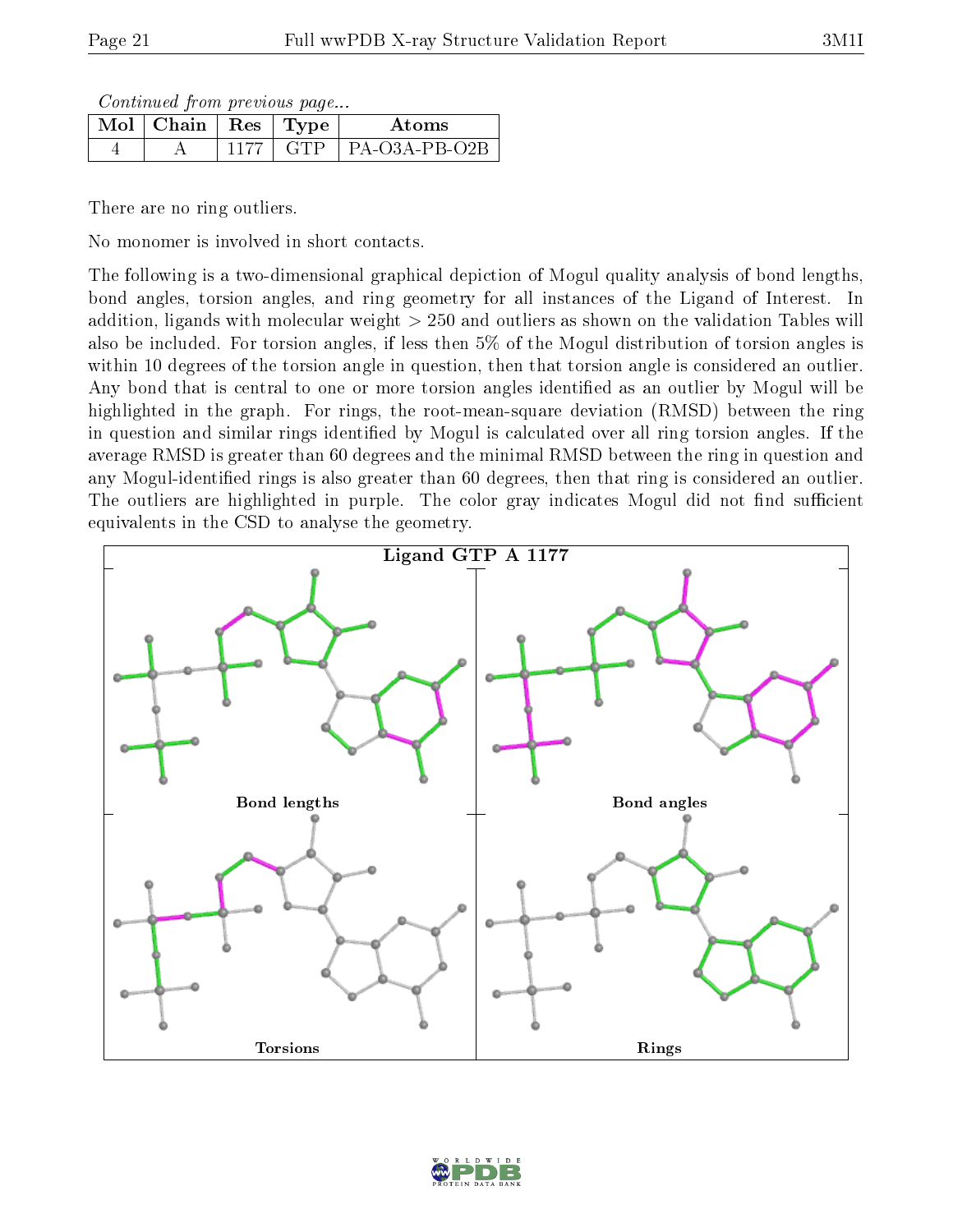*Continued from previous page...*

| Mol | Chain | Res | Type | Atoms |
|---|---|---|---|---|
| 4 | A | 1177 | GTP | PA-O3A-PB-O2B |

There are no ring outliers.

No monomer is involved in short contacts.

The following is a two-dimensional graphical depiction of Mogul quality analysis of bond lengths, bond angles, torsion angles, and ring geometry for all instances of the Ligand of Interest. In addition, ligands with molecular weight > 250 and outliers as shown on the validation Tables will also be included. For torsion angles, if less then 5% of the Mogul distribution of torsion angles is within 10 degrees of the torsion angle in question, then that torsion angle is considered an outlier. Any bond that is central to one or more torsion angles identified as an outlier by Mogul will be highlighted in the graph. For rings, the root-mean-square deviation (RMSD) between the ring in question and similar rings identified by Mogul is calculated over all ring torsion angles. If the average RMSD is greater than 60 degrees and the minimal RMSD between the ring in question and any Mogul-identified rings is also greater than 60 degrees, then that ring is considered an outlier. The outliers are highlighted in purple. The color gray indicates Mogul did not find sufficient equivalents in the CSD to analyse the geometry.

Ligand GTP A 1177

Bond lengths

Bond angles

Torsions

Rings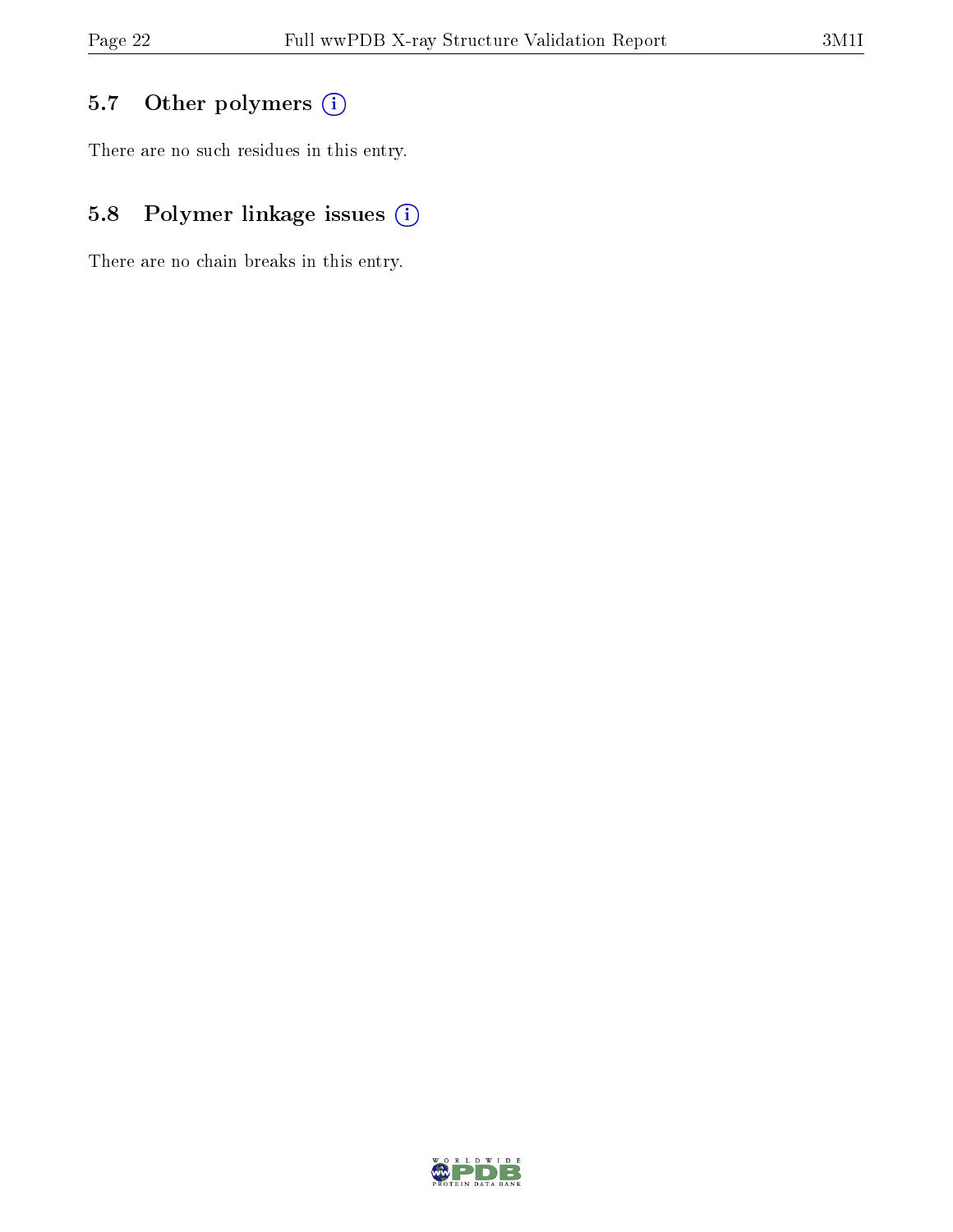### 5.7 Other polymers

There are no such residues in this entry.

### 5.8 Polymer linkage issues

There are no chain breaks in this entry.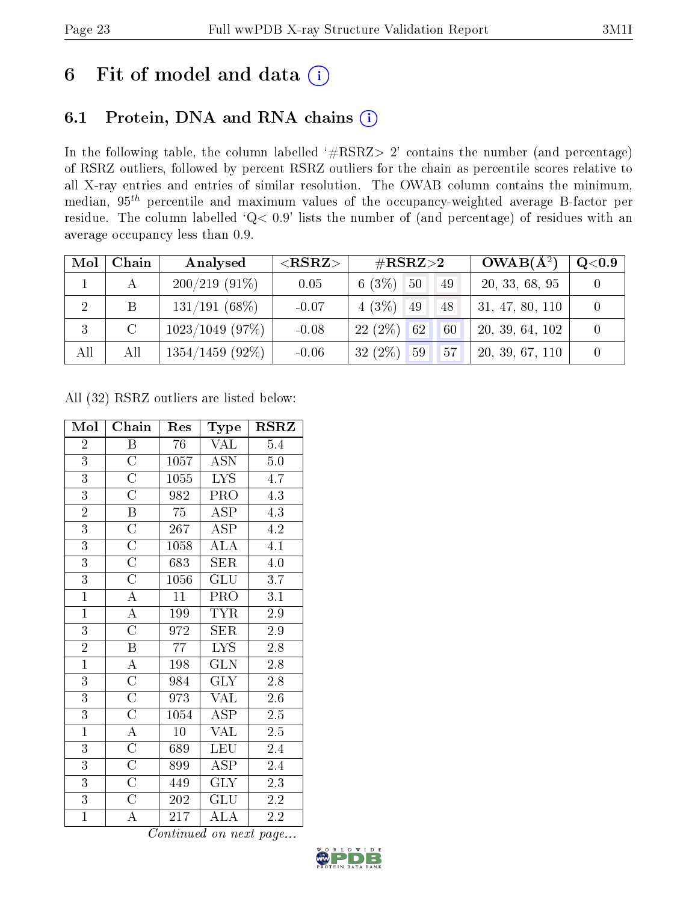# 6 Fit of model and data

## 6.1 Protein, DNA and RNA chains

In the following table, the column labelled '#RSRZ> 2' contains the number (and percentage) of RSRZ outliers, followed by percent RSRZ outliers for the chain as percentile scores relative to all X-ray entries and entries of similar resolution. The OWAB column contains the minimum, median, $95^{th}$ percentile and maximum values of the occupancy-weighted average B-factor per residue. The column labelled 'Q< 0.9' lists the number of (and percentage) of residues with an average occupancy less than 0.9.

| Mol | Chain | Analysed | <RSRZ> | #RSRZ>2 | | | OWAB(Å$^2$) | Q<0.9 |
|---|---|---|---|---|---|---|---|---|
| 1 | A | 200/219 (91%) | 0.05 | 6 (3%) | 50 | 49 | 20, 33, 68, 95 | 0 |
| 2 | B | 131/191 (68%) | -0.07 | 4 (3%) | 49 | 48 | 31, 47, 80, 110 | 0 |
| 3 | C | 1023/1049 (97%) | -0.08 | 22 (2%) | 62 | 60 | 20, 39, 64, 102 | 0 |
| All | All | 1354/1459 (92%) | -0.06 | 32 (2%) | 59 | 57 | 20, 39, 67, 110 | 0 |

All (32) RSRZ outliers are listed below:

| Mol | Chain | Res | Type | RSRZ |
|---|---|---|---|---|
| 2 | B | 76 | VAL | 5.4 |
| 3 | C | 1057 | ASN | 5.0 |
| 3 | C | 1055 | LYS | 4.7 |
| 3 | C | 982 | PRO | 4.3 |
| 2 | B | 75 | ASP | 4.3 |
| 3 | C | 267 | ASP | 4.2 |
| 3 | C | 1058 | ALA | 4.1 |
| 3 | C | 683 | SER | 4.0 |
| 3 | C | 1056 | GLU | 3.7 |
| 1 | A | 11 | PRO | 3.1 |
| 1 | A | 199 | TYR | 2.9 |
| 3 | C | 972 | SER | 2.9 |
| 2 | B | 77 | LYS | 2.8 |
| 1 | A | 198 | GLN | 2.8 |
| 3 | C | 984 | GLY | 2.8 |
| 3 | C | 973 | VAL | 2.6 |
| 3 | C | 1054 | ASP | 2.5 |
| 1 | A | 10 | VAL | 2.5 |
| 3 | C | 689 | LEU | 2.4 |
| 3 | C | 899 | ASP | 2.4 |
| 3 | C | 449 | GLY | 2.3 |
| 3 | C | 202 | GLU | 2.2 |
| 1 | A | 217 | ALA | 2.2 |

*Continued on next page...*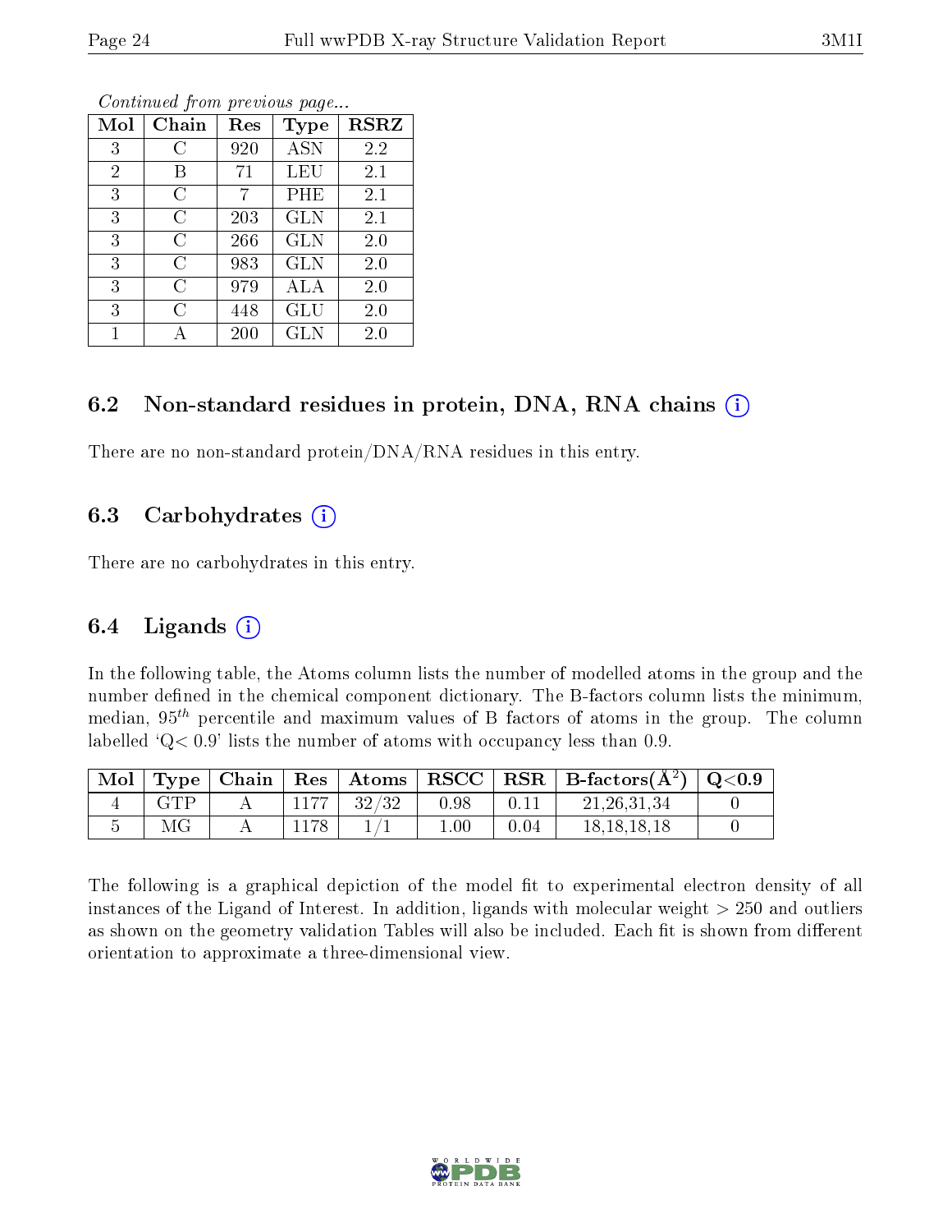*Continued from previous page...*

| Mol | Chain | Res | Type | RSRZ |
|---|---|---|---|---|
| 3 | C | 920 | ASN | 2.2 |
| 2 | B | 71 | LEU | 2.1 |
| 3 | C | 7 | PHE | 2.1 |
| 3 | C | 203 | GLN | 2.1 |
| 3 | C | 266 | GLN | 2.0 |
| 3 | C | 983 | GLN | 2.0 |
| 3 | C | 979 | ALA | 2.0 |
| 3 | C | 448 | GLU | 2.0 |
| 1 | A | 200 | GLN | 2.0 |

## 6.2 Non-standard residues in protein, DNA, RNA chains (i)

There are no non-standard protein/DNA/RNA residues in this entry.

## 6.3 Carbohydrates (i)

There are no carbohydrates in this entry.

## 6.4 Ligands (i)

In the following table, the Atoms column lists the number of modelled atoms in the group and the number defined in the chemical component dictionary. The B-factors column lists the minimum, median, $95^{th}$ percentile and maximum values of B factors of atoms in the group. The column labelled 'Q< 0.9' lists the number of atoms with occupancy less than 0.9.

| Mol | Type | Chain | Res | Atoms | RSCC | RSR | B-factors($Å^2$) | Q<0.9 |
|---|---|---|---|---|---|---|---|---|
| 4 | GTP | A | 1177 | 32/32 | 0.98 | 0.11 | 21,26,31,34 | 0 |
| 5 | MG | A | 1178 | 1/1 | 1.00 | 0.04 | 18,18,18,18 | 0 |

The following is a graphical depiction of the model fit to experimental electron density of all instances of the Ligand of Interest. In addition, ligands with molecular weight > 250 and outliers as shown on the geometry validation Tables will also be included. Each fit is shown from different orientation to approximate a three-dimensional view.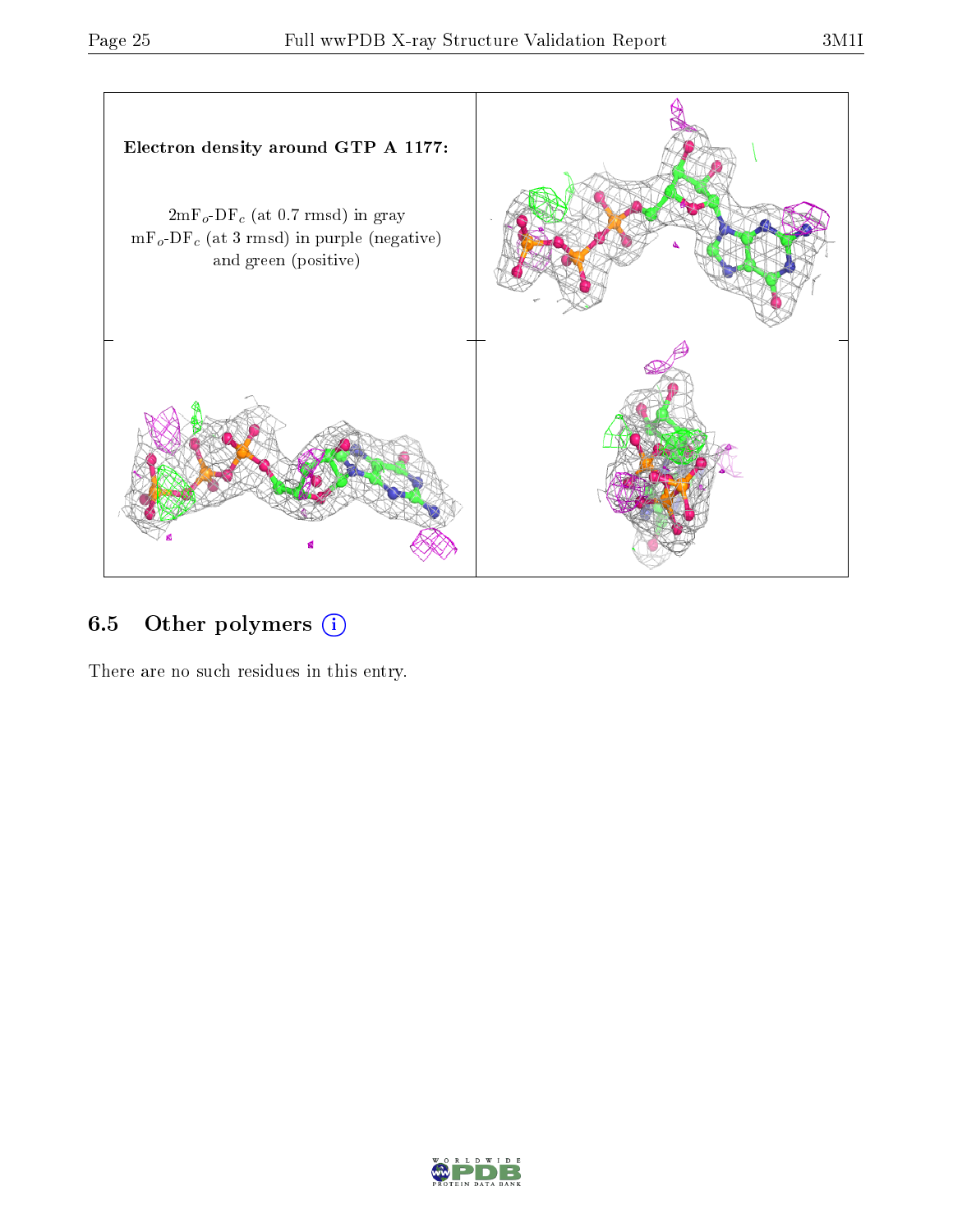**Electron density around GTP A 1177:**

$2mF_o$-$DF_c$ (at 0.7 rmsd) in gray
$mF_o$-$DF_c$ (at 3 rmsd) in purple (negative)
and green (positive)

## 6.5 Other polymers

There are no such residues in this entry.